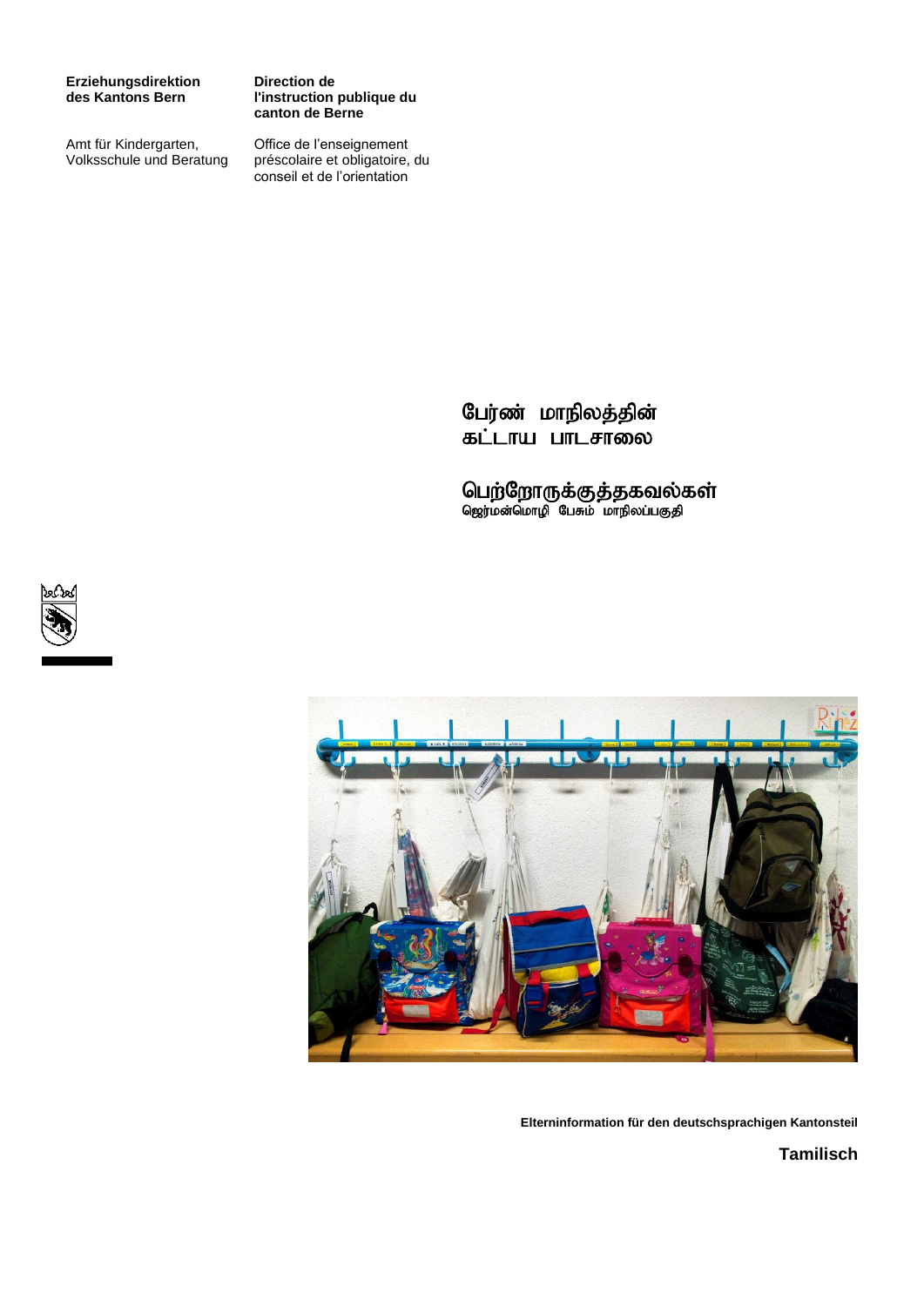**Erziehungsdirektion des Kantons Bern**

Amt für Kindergarten, Volksschule und Beratung

**Direction de l'instruction publique du canton de Berne**

Office de l'enseignement préscolaire et obligatoire, du conseil et de l'orientation

# பேர்ண் மாநிலத்தின் கட்டாய பாடசாலை

## பெற்றோருக்குத்தகவல்கள்

ஜெர்மன்மொழி பேசும் மாநிலப்பகுதி

**Elterninformation für den deutschsprachigen Kantonsteil**

**Tamilisch**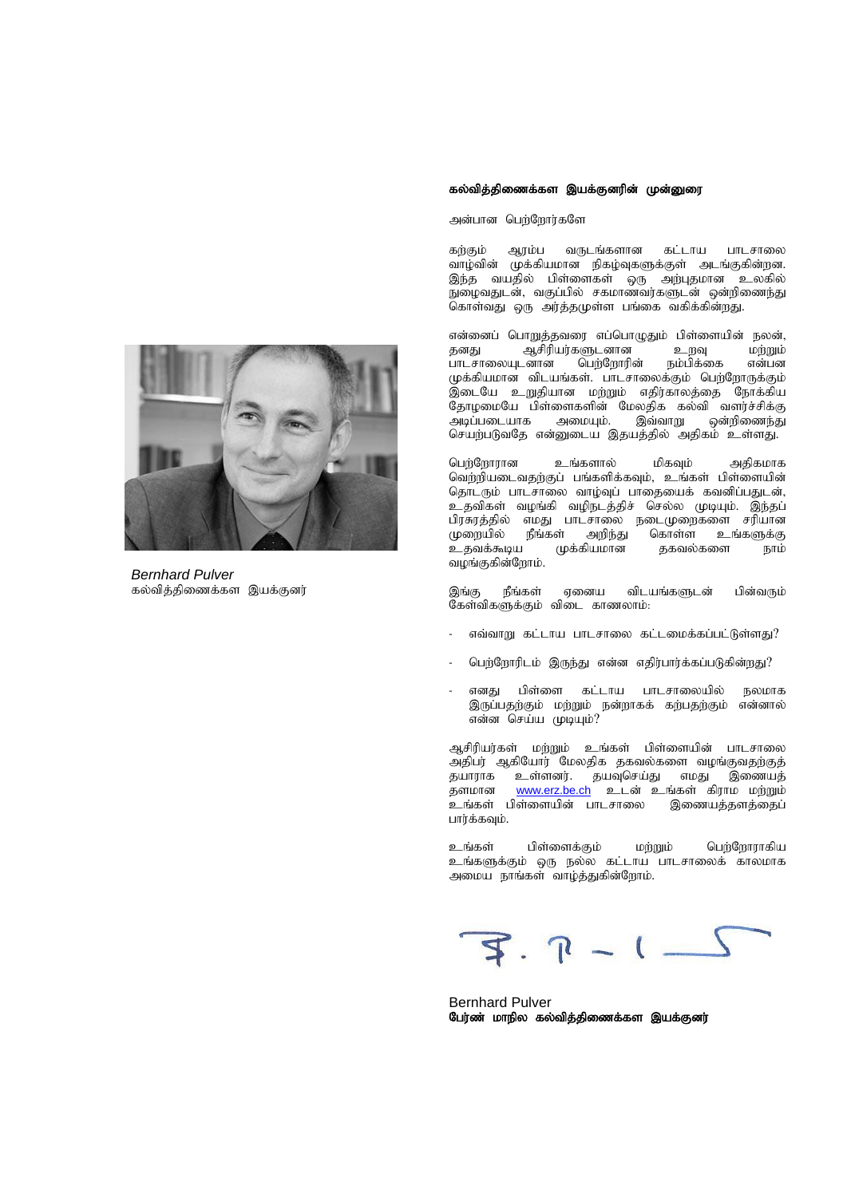*Bernhard Pulver*
கல்வித்திணைக்கள இயக்குனர்

**கல்வித்திணைக்கள இயக்குனரின் முன்னுரை**

அன்பான பெற்றோர்களே

கற்கும் ஆரம்ப வருடங்களான கட்டாய பாடசாலை வாழ்வின் முக்கியமான நிகழ்வுகளுக்குள் அடங்குகின்றன. இந்த வயதில் பிள்ளைகள் ஒரு அற்புதமான உலகில் நுழைவதுடன், வகுப்பில் சகமாணவர்களுடன் ஒன்றிணைந்து கொள்வது ஒரு அர்த்தமுள்ள பங்கை வகிக்கின்றது.

என்னைப் பொறுத்தவரை எப்பொழுதும் பிள்ளையின் நலன், தனது ஆசிரியர்களுடனான உறவு மற்றும் பாடசாலையுடனான பெற்றோரின் நம்பிக்கை என்பன முக்கியமான விடயங்கள். பாடசாலைக்கும் பெற்றோருக்கும் இடையே உறுதியான மற்றும் எதிர்காலத்தை நோக்கிய தோழமையே பிள்ளைகளின் மேலதிக கல்வி வளர்ச்சிக்கு அடிப்படையாக அமையும். இவ்வாறு ஒன்றிணைந்து செயற்படுவதே என்னுடைய இதயத்தில் அதிகம் உள்ளது.

பெற்றோரான உங்களால் மிகவும் அதிகமாக வெற்றியடைவதற்குப் பங்களிக்கவும், உங்கள் பிள்ளையின் தொடரும் பாடசாலை வாழ்வுப் பாதையைக் கவனிப்பதுடன், உதவிகள் வழங்கி வழிநடத்திச் செல்ல முடியும். இந்தப் பிரசுரத்தில் எமது பாடசாலை நடைமுறைகளை சரியான முறையில் நீங்கள் அறிந்து கொள்ள உங்களுக்கு உதவக்கூடிய முக்கியமான தகவல்களை நாம் வழங்குகின்றோம்.

இங்கு நீங்கள் ஏனைய விடயங்களுடன் பின்வரும் கேள்விகளுக்கும் விடை காணலாம்:

- எவ்வாறு கட்டாய பாடசாலை கட்டமைக்கப்பட்டுள்ளது?
- பெற்றோரிடம் இருந்து என்ன எதிர்பார்க்கப்படுகின்றது?
- எனது பிள்ளை கட்டாய பாடசாலையில் நலமாக இருப்பதற்கும் மற்றும் நன்றாகக் கற்பதற்கும் என்னால் என்ன செய்ய முடியும்?

ஆசிரியர்கள் மற்றும் உங்கள் பிள்ளையின் பாடசாலை அதிபர் ஆகியோர் மேலதிக தகவல்களை வழங்குவதற்குத் தயாராக உள்ளனர். தயவுசெய்து எமது இணையத் தளமான www.erz.be.ch உடன் உங்கள் கிராம மற்றும் உங்கள் பிள்ளையின் பாடசாலை இணையத்தளத்தைப் பார்க்கவும்.

உங்கள் பிள்ளைக்கும் மற்றும் பெற்றோராகிய உங்களுக்கும் ஒரு நல்ல கட்டாய பாடசாலைக் காலமாக அமைய நாங்கள் வாழ்த்துகின்றோம்.

Bernhard Pulver
**பேர்ண் மாநில கல்வித்திணைக்கள இயக்குனர்**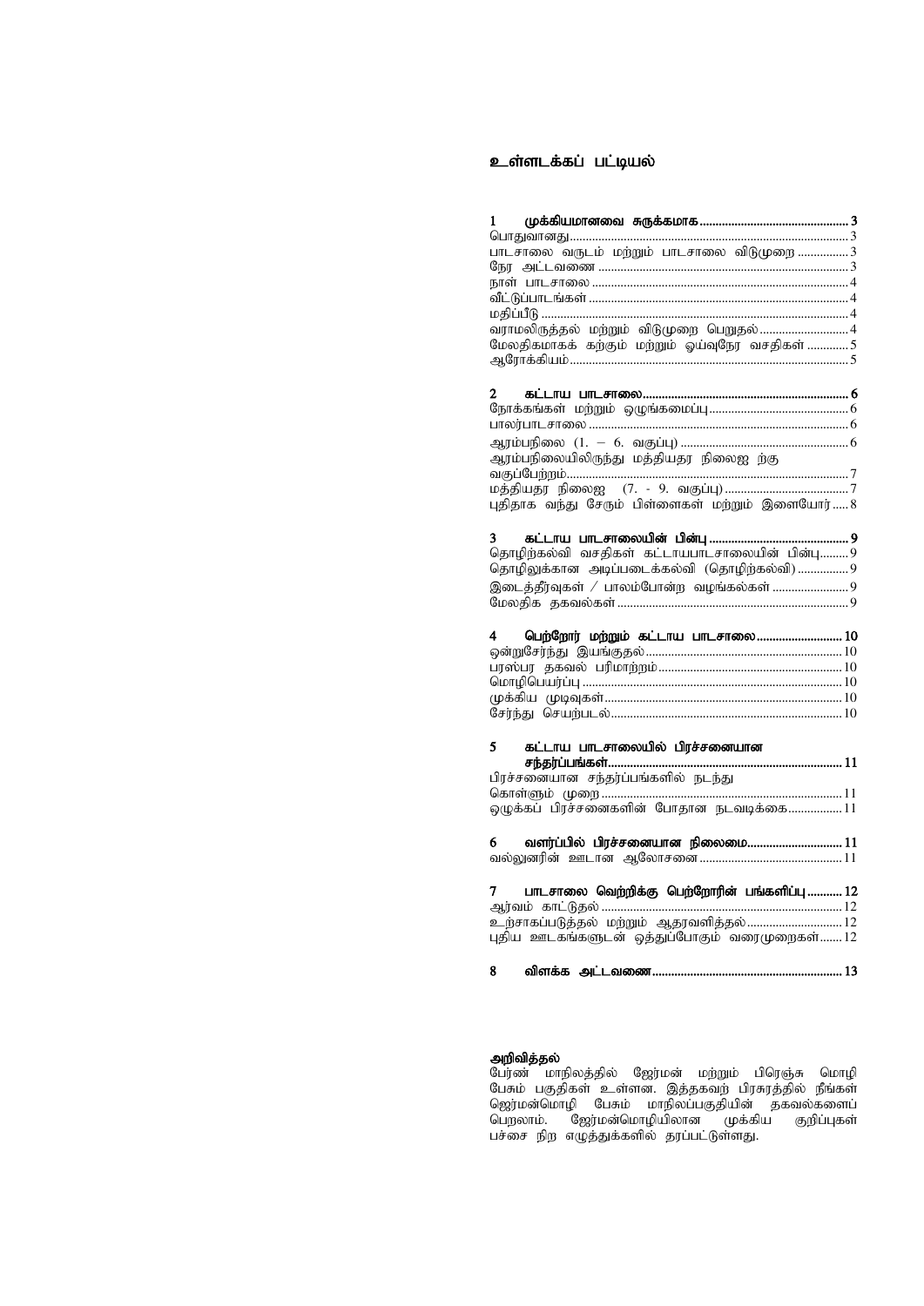## உள்ளடக்கப் பட்டியல்

**1 முக்கியமானவை சுருக்கமாக ............................................. 3**
பொதுவானது ...................................................................... 3
பாடசாலை வருடம் மற்றும் பாடசாலை விடுமுறை ................ 3
நேர அட்டவணை ................................................................ 3
நாள் பாடசாலை .................................................................. 4
வீட்டுப்பாடங்கள் ................................................................. 4
மதிப்பீடு ............................................................................ 4
வராமலிருத்தல் மற்றும் விடுமுறை பெறுதல் ........................ 4
மேலதிகமாகக் கற்கும் மற்றும் ஓய்வுநேர வசதிகள் ............. 5
ஆரோக்கியம் ...................................................................... 5

**2 கட்டாய பாடசாலை ............................................................. 6**
நோக்கங்கள் மற்றும் ஒழுங்கமைப்பு .......................................... 6
பாலர்பாடசாலை ................................................................... 6
ஆரம்பநிலை (1. – 6. வகுப்பு) .................................................. 6
ஆரம்பநிலையிலிருந்து மத்தியதர நிலைஐ ற்கு வகுப்பேற்றம் ..................................................................... 7
மத்தியதர நிலைஐ (7. - 9. வகுப்பு) ........................................ 7
புதிதாக வந்து சேரும் பிள்ளைகள் மற்றும் இளையோர் ..... 8

**3 கட்டாய பாடசாலையின் பின்பு ............................................ 9**
தொழிற்கல்வி வசதிகள் கட்டாயபாடசாலையின் பின்பு......... 9
தொழிலுக்கான அடிப்படைக்கல்வி (தொழிற்கல்வி) ............... 9
இடைத்தீர்வுகள் / பாலம்போன்ற வழங்கல்கள் ...................... 9
மேலதிக தகவல்கள் ............................................................. 9

**4 பெற்றோர் மற்றும் கட்டாய பாடசாலை ............................. 10**
ஒன்றுசேர்ந்து இயங்குதல் ....................................................... 10
பரஸ்பர தகவல் பரிமாற்றம் .................................................. 10
மொழிபெயர்ப்பு .................................................................. 10
முக்கிய முடிவுகள் .............................................................. 10
சேர்ந்து செயற்படல் ............................................................ 10

**5 கட்டாய பாடசாலையில் பிரச்சனையான சந்தர்ப்பங்கள் ......................................................................... 11**
பிரச்சனையான சந்தர்ப்பங்களில் நடந்து கொள்ளும் முறை ................................................................... 11
ஒழுக்கப் பிரச்சனைகளின் போதான நடவடிக்கை ................ 11

**6 வளர்ப்பில் பிரச்சனையான நிலைமை ................................ 11**
வல்லுனரின் ஊடான ஆலோசனை ....................................... 11

**7 பாடசாலை வெற்றிக்கு பெற்றோரின் பங்களிப்பு ........... 12**
ஆர்வம் காட்டுதல் ............................................................... 12
உற்சாகப்படுத்தல் மற்றும் ஆதரவளித்தல் ............................. 12
புதிய ஊடகங்களுடன் ஒத்துப்போகும் வரைமுறைகள் ....... 12

**8 விளக்க அட்டவணை ............................................................ 13**

**அறிவித்தல்**
பேர்ண் மாநிலத்தில் ஜேர்மன் மற்றும் பிரெஞ்சு மொழி பேசும் பகுதிகள் உள்ளன. இத்தகவற் பிரசுரத்தில் நீங்கள் ஜெர்மன்மொழி பேசும் மாநிலப்பகுதியின் தகவல்களைப் பெறலாம். ஜேர்மன்மொழியிலான முக்கிய குறிப்புகள் பச்சை நிற எழுத்துக்களில் தரப்பட்டுள்ளது.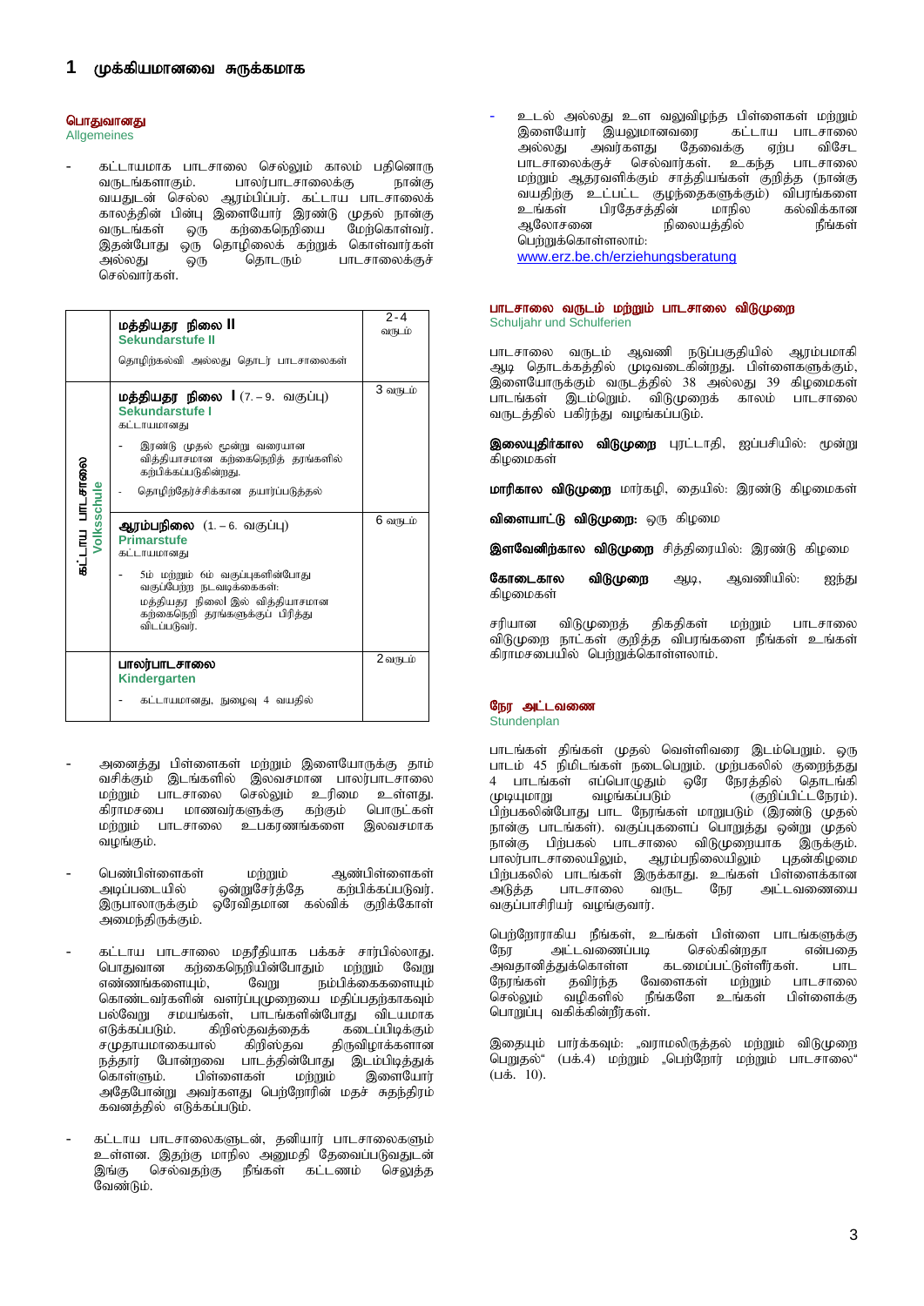# 1 முக்கியமானவை சுருக்கமாக

## பொதுவானது
Allgemeines

- கட்டாயமாக பாடசாலை செல்லும் காலம் பதினொரு வருடங்களாகும். பாலர்பாடசாலைக்கு நான்கு வயதுடன் செல்ல ஆரம்பிப்பர். கட்டாய பாடசாலைக் காலத்தின் பின்பு இளையோர் இரண்டு முதல் நான்கு வருடங்கள் ஒரு கற்கைநெறியை மேற்கொள்வர். இதன்போது ஒரு தொழிலைக் கற்றுக் கொள்வார்கள் அல்லது ஒரு தொடரும் பாடசாலைக்குச் செல்வார்கள்.

| | | |
|---|---|---|
| | **மத்தியதர நிலை II**<br>**Sekundarstufe II**<br>தொழிற்கல்வி அல்லது தொடர் பாடசாலைகள் | 2 - 4 வருடம் |
| கட்டாய பாடசாலை **Volksschule** | **மத்தியதர நிலை I** (7. – 9. வகுப்பு)<br>**Sekundarstufe I**<br>கட்டாயமானது<br>- இரண்டு முதல் மூன்று வரையான வித்தியாசமான கற்கைநெறித் தரங்களில் கற்பிக்கப்படுகின்றது.<br>- தொழிற்தேர்ச்சிக்கான தயார்ப்படுத்தல் | 3 வருடம் |
| கட்டாய பாடசாலை **Volksschule** | **ஆரம்பநிலை** (1. – 6. வகுப்பு)<br>**Primarstufe**<br>கட்டாயமானது<br>- 5ம் மற்றும் 6ம் வகுப்புகளின்போது வகுப்பேற்ற நடவடிக்கைகள்: மத்தியதர நிலை I இல் வித்தியாசமான கற்கைநெறி தரங்களுக்குப் பிரித்து விடப்படுவர். | 6 வருடம் |
| | **பாலர்பாடசாலை**<br>**Kindergarten**<br>- கட்டாயமானது, நுழைவு 4 வயதில் | 2 வருடம் |

- அனைத்து பிள்ளைகள் மற்றும் இளையோருக்கு தாம் வசிக்கும் இடங்களில் இலவசமான பாலர்பாடசாலை மற்றும் பாடசாலை செல்லும் உரிமை உள்ளது. கிராமசபை மாணவர்களுக்கு கற்கும் பொருட்கள் மற்றும் பாடசாலை உபகரணங்களை இலவசமாக வழங்கும்.

- பெண்பிள்ளைகள் மற்றும் ஆண்பிள்ளைகள் அடிப்படையில் ஒன்றுசேர்த்தே கற்பிக்கப்படுவர். இருபாலாருக்கும் ஒரேவிதமான கல்விக் குறிக்கோள் அமைந்திருக்கும்.

- கட்டாய பாடசாலை மதரீதியாக பக்கச் சார்பில்லாது. பொதுவான கற்கைநெறியின்போதும் மற்றும் வேறு எண்ணங்களையும், வேறு நம்பிக்கைகளையும் கொண்டவர்களின் வளர்ப்புமுறையை மதிப்பதற்காகவும் பல்வேறு சமயங்கள், பாடங்களின்போது விடயமாக எடுக்கப்படும். கிறிஸ்தவத்தைக் கடைப்பிடிக்கும் சமுதாயமாகையால் கிறிஸ்தவ திருவிழாக்களான நத்தார் போன்றவை பாடத்தின்போது இடம்பிடித்துக் கொள்ளும். பிள்ளைகள் மற்றும் இளையோர் அதேபோன்று அவர்களது பெற்றோரின் மதச் சுதந்திரம் கவனத்தில் எடுக்கப்படும்.

- கட்டாய பாடசாலைகளுடன், தனியார் பாடசாலைகளும் உள்ளன. இதற்கு மாநில அனுமதி தேவைப்படுவதுடன் இங்கு செல்வதற்கு நீங்கள் கட்டணம் செலுத்த வேண்டும்.

- உடல் அல்லது உள வலுவிழந்த பிள்ளைகள் மற்றும் இளையோர் இயலுமானவரை கட்டாய பாடசாலை அல்லது அவர்களது தேவைக்கு ஏற்ப விசேட பாடசாலைக்குச் செல்வார்கள். உகந்த பாடசாலை மற்றும் ஆதரவளிக்கும் சாத்தியங்கள் குறித்த (நான்கு வயதிற்கு உட்பட்ட குழந்தைகளுக்கும்) விபரங்களை உங்கள் பிரதேசத்தின் மாநில கல்விக்கான ஆலோசனை நிலையத்தில் நீங்கள் பெற்றுக்கொள்ளலாம்: www.erz.be.ch/erziehungsberatung

## பாடசாலை வருடம் மற்றும் பாடசாலை விடுமுறை
Schuljahr und Schulferien

பாடசாலை வருடம் ஆவணி நடுப்பகுதியில் ஆரம்பமாகி ஆடி தொடக்கத்தில் முடிவடைகின்றது. பிள்ளைகளுக்கும், இளையோருக்கும் வருடத்தில் 38 அல்லது 39 கிழமைகள் பாடங்கள் இடம்பெறும். விடுமுறைக் காலம் பாடசாலை வருடத்தில் பகிர்ந்து வழங்கப்படும்.

**இலையுதிர்கால விடுமுறை** புரட்டாதி, ஐப்பசியில்: மூன்று கிழமைகள்

**மாரிகால விடுமுறை** மார்கழி, தையில்: இரண்டு கிழமைகள்

**விளையாட்டு விடுமுறை:** ஒரு கிழமை

**இளவேனிற்கால விடுமுறை** சித்திரையில்: இரண்டு கிழமை

**கோடைகால விடுமுறை** ஆடி, ஆவணியில்: ஐந்து கிழமைகள்

சரியான விடுமுறைத் திகதிகள் மற்றும் பாடசாலை விடுமுறை நாட்கள் குறித்த விபரங்களை நீங்கள் உங்கள் கிராமசபையில் பெற்றுக்கொள்ளலாம்.

## நேர அட்டவணை
Stundenplan

பாடங்கள் திங்கள் முதல் வெள்ளிவரை இடம்பெறும். ஒரு பாடம் 45 நிமிடங்கள் நடைபெறும். முற்பகலில் குறைந்தது 4 பாடங்கள் எப்பொழுதும் ஒரே நேரத்தில் தொடங்கி முடியுமாறு வழங்கப்படும் (குறிப்பிட்டநேரம்). பிற்பகலின்போது பாட நேரங்கள் மாறுபடும் (இரண்டு முதல் நான்கு பாடங்கள்). வகுப்புகளைப் பொறுத்து ஒன்று முதல் நான்கு பிற்பகல் பாடசாலை விடுமுறையாக இருக்கும். பாலர்பாடசாலையிலும், ஆரம்பநிலையிலும் புதன்கிழமை பிற்பகலில் பாடங்கள் இருக்காது. உங்கள் பிள்ளைக்கான அடுத்த பாடசாலை வருட நேர அட்டவணையை வகுப்பாசிரியர் வழங்குவார்.

பெற்றோராகிய நீங்கள், உங்கள் பிள்ளை பாடங்களுக்கு நேர அட்டவணைப்படி செல்கின்றதா என்பதை அவதானித்துக்கொள்ள கடமைப்பட்டுள்ளீர்கள். பாட நேரங்கள் தவிர்ந்த வேளைகள் மற்றும் பாடசாலை செல்லும் வழிகளில் நீங்களே உங்கள் பிள்ளைக்கு பொறுப்பு வகிக்கின்றீர்கள்.

இதையும் பார்க்கவும்: „வராமலிருத்தல் மற்றும் விடுமுறை பெறுதல்“ (பக்.4) மற்றும் „பெற்றோர் மற்றும் பாடசாலை“ (பக். 10).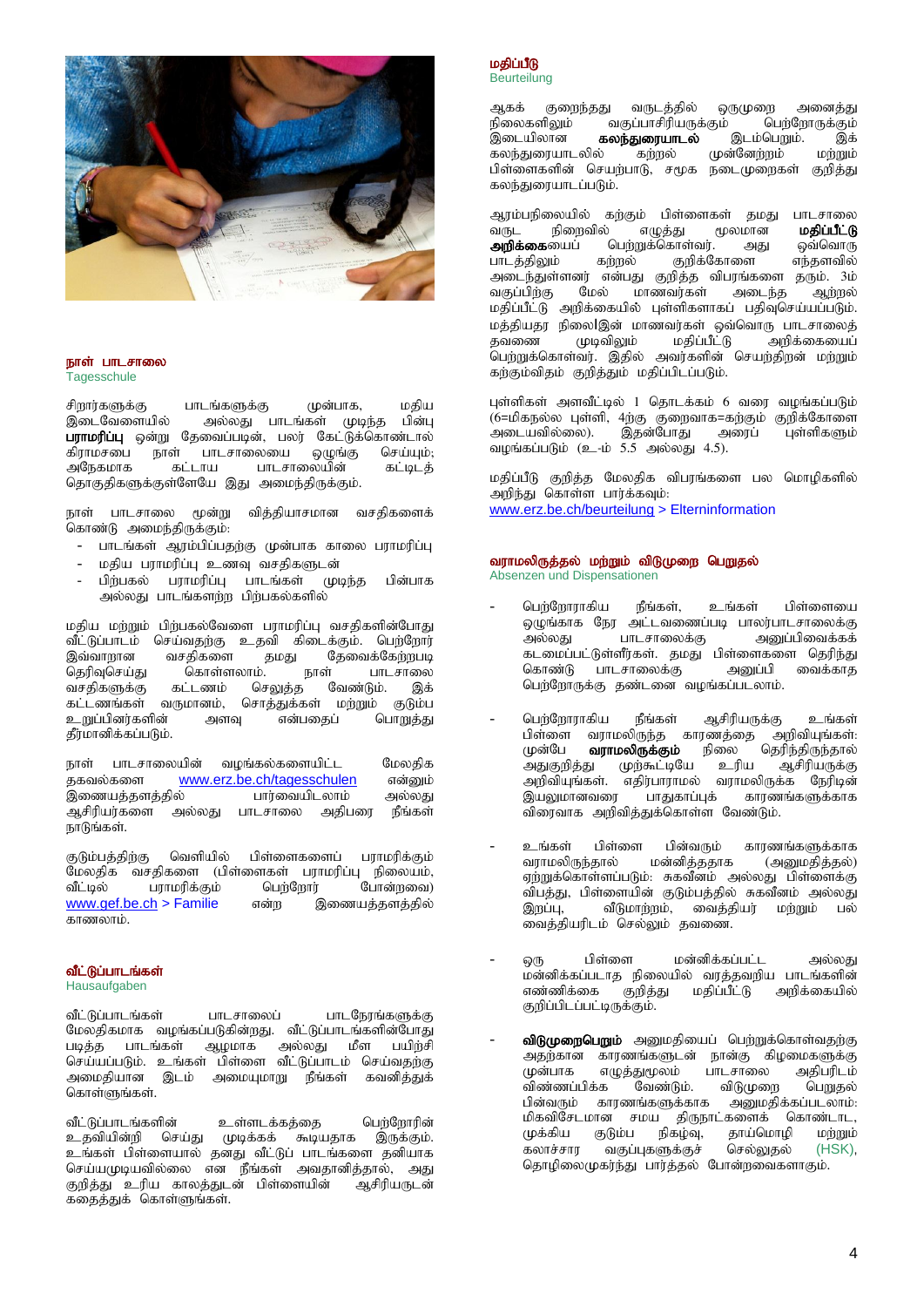### நாள் பாடசாலை
Tagesschule

சிறார்களுக்கு பாடங்களுக்கு முன்பாக, மதிய இடைவேளையில் அல்லது பாடங்கள் முடிந்த பின்பு **பராமரிப்பு** ஒன்று தேவைப்படின், பலர் கேட்டுக்கொண்டால் கிராமசபை நாள் பாடசாலையை ஒழுங்கு செய்யும்; அநேகமாக கட்டாய பாடசாலையின் கட்டிடத் தொகுதிகளுக்குள்ளேயே இது அமைந்திருக்கும்.

நாள் பாடசாலை மூன்று வித்தியாசமான வசதிகளைக் கொண்டு அமைந்திருக்கும்:

- பாடங்கள் ஆரம்பிப்பதற்கு முன்பாக காலை பராமரிப்பு
- மதிய பராமரிப்பு உணவு வசதிகளுடன்
- பிற்பகல் பராமரிப்பு பாடங்கள் முடிந்த பின்பாக அல்லது பாடங்களற்ற பிற்பகல்களில்

மதிய மற்றும் பிற்பகல்வேளை பராமரிப்பு வசதிகளின்போது வீட்டுப்பாடம் செய்வதற்கு உதவி கிடைக்கும். பெற்றோர் இவ்வாறான வசதிகளை தமது தேவைக்கேற்றபடி தெரிவுசெய்து கொள்ளலாம். நாள் பாடசாலை வசதிகளுக்காக கட்டணம் செலுத்த வேண்டும். இக் கட்டணங்கள் வருமானம், சொத்துக்கள் மற்றும் குடும்ப உறுப்பினர்களின் அளவு என்பதைப் பொறுத்து தீர்மானிக்கப்படும்.

நாள் பாடசாலையின் வழங்கல்களையிட்ட மேலதிக தகவல்களை www.erz.be.ch/tagesschulen என்னும் இணையத்தளத்தில் பார்வையிடலாம் அல்லது ஆசிரியர்களை அல்லது பாடசாலை அதிபரை நீங்கள் நாடுங்கள்.

குடும்பத்திற்கு வெளியில் பிள்ளைகளைப் பராமரிக்கும் மேலதிக வசதிகளை (பிள்ளைகள் பராமரிப்பு நிலையம், வீட்டில் பராமரிக்கும் பெற்றோர் போன்றவை) www.gef.be.ch > Familie என்ற இணையத்தளத்தில் காணலாம்.

### வீட்டுப்பாடங்கள்
Hausaufgaben

வீட்டுப்பாடங்கள் பாடசாலைப் பாடநேரங்களுக்கு மேலதிகமாக வழங்கப்படுகின்றது. வீட்டுப்பாடங்களின்போது படித்த பாடங்கள் ஆழமாக அல்லது மீள பயிற்சி செய்யப்படும். உங்கள் பிள்ளை வீட்டுப்பாடம் செய்வதற்கு அமைதியான இடம் அமையுமாறு நீங்கள் கவனித்துக் கொள்ளுங்கள்.

வீட்டுப்பாடங்களின் உள்ளடக்கத்தை பெற்றோரின் உதவியின்றி செய்து முடிக்கக் கூடியதாக இருக்கும். உங்கள் பிள்ளையால் தனது வீட்டுப் பாடங்களை தனியாக செய்யமுடியவில்லை என நீங்கள் அவதானித்தால், அது குறித்து உரிய காலத்துடன் பிள்ளையின் ஆசிரியருடன் கதைத்துக் கொள்ளுங்கள்.

### மதிப்பீடு
Beurteilung

ஆகக் குறைந்தது வருடத்தில் ஒருமுறை அனைத்து நிலைகளிலும் வகுப்பாசிரியருக்கும் பெற்றோருக்கும் இடையிலான **கலந்துரையாடல்** இடம்பெறும். இக் கலந்துரையாடலில் கற்றல் முன்னேற்றம் மற்றும் பிள்ளைகளின் செயற்பாடு, சமூக நடைமுறைகள் குறித்து கலந்துரையாடப்படும்.

ஆரம்பநிலையில் கற்கும் பிள்ளைகள் தமது பாடசாலை வருட நிறைவில் எழுத்து மூலமான **மதிப்பீட்டு அறிக்கை**யைப் பெற்றுக்கொள்வர். அது ஒவ்வொரு பாடத்திலும் கற்றல் குறிக்கோளை எந்தளவில் அடைந்துள்ளனர் என்பது குறித்த விபரங்களை தரும். 3ம் வகுப்பிற்கு மேல் மாணவர்கள் அடைந்த ஆற்றல் மதிப்பீட்டு அறிக்கையில் புள்ளிகளாகப் பதிவுசெய்யப்படும். மத்தியதர நிலைIஇன் மாணவர்கள் ஒவ்வொரு பாடசாலைத் தவணை முடிவிலும் மதிப்பீட்டு அறிக்கையைப் பெற்றுக்கொள்வர். இதில் அவர்களின் செயற்திறன் மற்றும் கற்கும்விதம் குறித்தும் மதிப்பிடப்படும்.

புள்ளிகள் அளவீட்டில் 1 தொடக்கம் 6 வரை வழங்கப்படும் (6=மிகநல்ல புள்ளி, 4ற்கு குறைவாக=கற்கும் குறிக்கோளை அடையவில்லை). இதன்போது அரைப் புள்ளிகளும் வழங்கப்படும் (உ-ம் 5.5 அல்லது 4.5).

மதிப்பீடு குறித்த மேலதிக விபரங்களை பல மொழிகளில் அறிந்து கொள்ள பார்க்கவும்:
www.erz.be.ch/beurteilung > Elterninformation

### வராமலிருத்தல் மற்றும் விடுமுறை பெறுதல்
Absenzen und Dispensationen

- பெற்றோராகிய நீங்கள், உங்கள் பிள்ளையை ஒழுங்காக நேர அட்டவணைப்படி பாலர்பாடசாலைக்கு அல்லது பாடசாலைக்கு அனுப்பிவைக்கக் கடமைப்பட்டுள்ளீர்கள். தமது பிள்ளைகளை தெரிந்து கொண்டு பாடசாலைக்கு அனுப்பி வைக்காத பெற்றோருக்கு தண்டனை வழங்கப்படலாம்.

- பெற்றோராகிய நீங்கள் ஆசிரியருக்கு உங்கள் பிள்ளை வராமலிருந்த காரணத்தை அறிவியுங்கள்: முன்பே **வராமலிருக்கும்** நிலை தெரிந்திருந்தால் அதுகுறித்து முற்கூட்டியே உரிய ஆசிரியருக்கு அறிவியுங்கள். எதிர்பாராமல் வராமலிருக்க நேரிடின் இயலுமானவரை பாதுகாப்புக் காரணங்களுக்காக விரைவாக அறிவித்துக்கொள்ள வேண்டும்.

- உங்கள் பிள்ளை பின்வரும் காரணங்களுக்காக வராமலிருந்தால் மன்னித்ததாக (அனுமதித்தல்) ஏற்றுக்கொள்ளப்படும்: சுகவீனம் அல்லது பிள்ளைக்கு விபத்து, பிள்ளையின் குடும்பத்தில் சுகவீனம் அல்லது இறப்பு, வீடுமாற்றம், வைத்தியர் மற்றும் பல் வைத்தியரிடம் செல்லும் தவணை.

- ஒரு பிள்ளை மன்னிக்கப்பட்ட அல்லது மன்னிக்கப்படாத நிலையில் வரத்தவறிய பாடங்களின் எண்ணிக்கை குறித்து மதிப்பீட்டு அறிக்கையில் குறிப்பிடப்பட்டிருக்கும்.

- **விடுமுறைபெறும்** அனுமதியைப் பெற்றுக்கொள்வதற்கு அதற்கான காரணங்களுடன் நான்கு கிழமைகளுக்கு முன்பாக எழுத்துமூலம் பாடசாலை அதிபரிடம் விண்ணப்பிக்க வேண்டும். விடுமுறை பெறுதல் பின்வரும் காரணங்களுக்காக அனுமதிக்கப்படலாம்: மிகவிசேடமான சமய திருநாட்களைக் கொண்டாட, முக்கிய குடும்ப நிகழ்வு, தாய்மொழி மற்றும் கலாச்சார வகுப்புகளுக்குச் செல்லுதல் (HSK), தொழிலைமுகர்ந்து பார்த்தல் போன்றவைகளாகும்.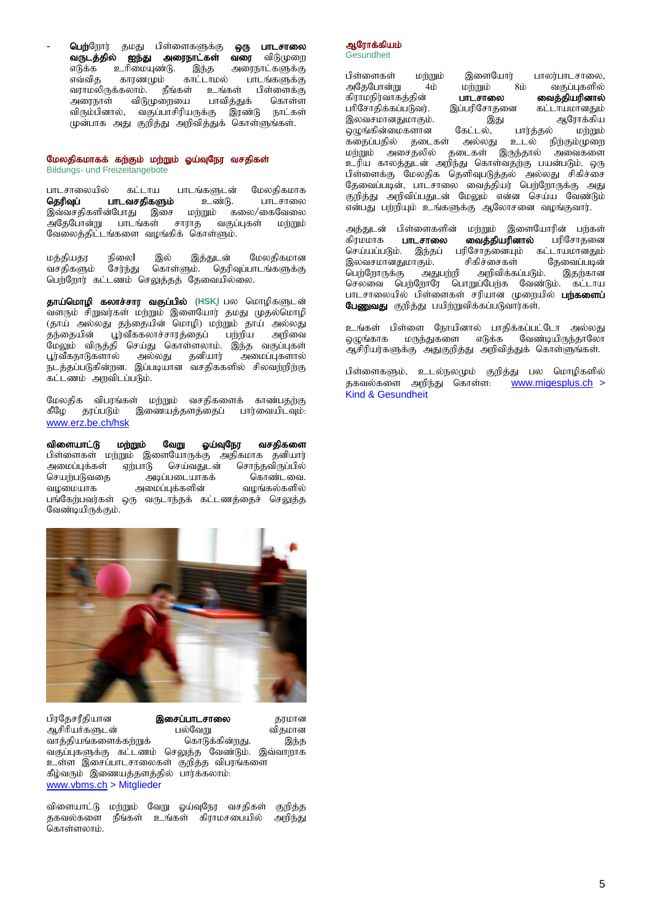- **பெற்றோர்** தமது பிள்ளைகளுக்கு **ஒரு பாடசாலை வருடத்தில் ஐந்து அரைநாட்கள் வரை** விடுமுறை எடுக்க உரிமையுண்டு. இந்த அரைநாட்களுக்கு எவ்வித காரணமும் காட்டாமல் பாடங்களுக்கு வராமலிருக்கலாம். நீங்கள் உங்கள் பிள்ளைக்கு அரைநாள் விடுமுறையை பாவித்துக் கொள்ள விரும்பினால், வகுப்பாசிரியருக்கு இரண்டு நாட்கள் முன்பாக அது குறித்து அறிவித்துக் கொள்ளுங்கள்.

## மேலதிகமாகக் கற்கும் மற்றும் ஓய்வுநேர வசதிகள்
Bildungs- und Freizeitangebote

பாடசாலையில் கட்டாய பாடங்களுடன் மேலதிகமாக **தெரிவுப் பாடவசதிகளும்** உண்டு. பாடசாலை இவ்வசதிகளின்போது இசை மற்றும் கலை/கைவேலை அதேபோன்று பாடங்கள் சாராத வகுப்புகள் மற்றும் வேலைத்திட்டங்களை வழங்கிக் கொள்ளும்.

மத்தியதர நிலைI இல் இத்துடன் மேலதிகமான வசதிகளும் சேர்ந்து கொள்ளும். தெரிவுப்பாடங்களுக்கு பெற்றோர் கட்டணம் செலுத்தத் தேவையில்லை.

**தாய்மொழி கலாச்சார வகுப்பில்** (HSK) பல மொழிகளுடன் வளரும் சிறுவர்கள் மற்றும் இளையோர் தமது முதல்மொழி (தாய் அல்லது தந்தையின் மொழி) மற்றும் தாய் அல்லது தந்தையின் பூர்வீககலாச்சாரத்தைப் பற்றிய அறிவை மேலும் விருத்தி செய்து கொள்ளலாம். இந்த வகுப்புகள் பூர்வீகநாடுகளால் அல்லது தனியார் அமைப்புகளால் நடத்தப்படுகின்றன. இப்படியான வசதிகளில் சிலவற்றிற்கு கட்டணம் அறவிடப்படும்.

மேலதிக விபரங்கள் மற்றும் வசதிகளைக் காண்பதற்கு கீழே தரப்படும் இணையத்தளத்தைப் பார்வையிடவும்: www.erz.be.ch/hsk

**விளையாட்டு மற்றும் வேறு ஓய்வுநேர வசதிகளை** பிள்ளைகள் மற்றும் இளையோருக்கு அதிகமாக தனியார் அமைப்புக்கள் ஏற்பாடு செய்வதுடன் சொந்தவிருப்பில் செயற்படுவதை அடிப்படையாகக் கொண்டவை. வழமையாக அமைப்புக்களின் வழங்கல்களில் பங்கேற்பவர்கள் ஒரு வருடாந்தக் கட்டணத்தைச் செலுத்த வேண்டியிருக்கும்.

பிரதேசரீதியான **இசைப்பாடசாலை** தரமான ஆசிரியர்களுடன் பல்வேறு விதமான வாத்தியங்களைக்கற்றுக் கொடுக்கின்றது. இந்த வகுப்புகளுக்கு கட்டணம் செலுத்த வேண்டும். இவ்வாறாக உள்ள இசைப்பாடசாலைகள் குறித்த விபரங்களை கீழ்வரும் இணையத்தளத்தில் பார்க்கலாம்: www.vbms.ch > Mitglieder

விளையாட்டு மற்றும் வேறு ஓய்வுநேர வசதிகள் குறித்த தகவல்களை நீங்கள் உங்கள் கிராமசபையில் அறிந்து கொள்ளலாம்.

## ஆரோக்கியம்
Gesundheit

பிள்ளைகள் மற்றும் இளையோர் பாலர்பாடசாலை, அதேபோன்று 4ம் மற்றும் 8ம் வகுப்புகளில் கிராமநிர்வாகத்தின் **பாடசாலை வைத்தியரினால்** பரிசோதிக்கப்படுவர். இப்பரிசோதனை கட்டாயமானதும் இலவசமானதுமாகும். இது ஆரோக்கிய ஒழுங்கின்மைகளான கேட்டல், பார்த்தல் மற்றும் கதைப்பதில் தடைகள் அல்லது உடல் நிற்கும்முறை மற்றும் அசைதலில் தடைகள் இருந்தால் அவைகளை உரிய காலத்துடன் அறிந்து கொள்வதற்கு பயன்படும். ஒரு பிள்ளைக்கு மேலதிக தெளிவுபடுத்தல் அல்லது சிகிச்சை தேவைப்படின், பாடசாலை வைத்தியர் பெற்றோருக்கு அது குறித்து அறிவிப்பதுடன் மேலும் என்ன செய்ய வேண்டும் என்பது பற்றியும் உங்களுக்கு ஆலோசனை வழங்குவார்.

அத்துடன் பிள்ளைகளின் மற்றும் இளையோரின் பற்கள் கிரமமாக **பாடசாலை வைத்தியரினால்** பரிசோதனை செய்யப்படும். இந்தப் பரிசோதனையும் கட்டாயமானதும் இலவசமானதுமாகும். சிகிச்சைகள் தேவைப்படின் பெற்றோருக்கு அதுபற்றி அறிவிக்கப்படும். இதற்கான செலவை பெற்றோரே பொறுப்பேற்க வேண்டும். கட்டாய பாடசாலையில் பிள்ளைகள் சரியான முறையில் **பற்களைப் பேணுவது** குறித்து பயிற்றுவிக்கப்படுவார்கள்.

உங்கள் பிள்ளை நோயினால் பாதிக்கப்பட்டோ அல்லது ஒழுங்காக மருந்துகளை எடுக்க வேண்டியிருந்தாலோ ஆசிரியர்களுக்கு அதுகுறித்து அறிவித்துக் கொள்ளுங்கள்.

பிள்ளைகளும், உடல்நலமும் குறித்து பல மொழிகளில் தகவல்களை அறிந்து கொள்ள: www.migesplus.ch > Kind & Gesundheit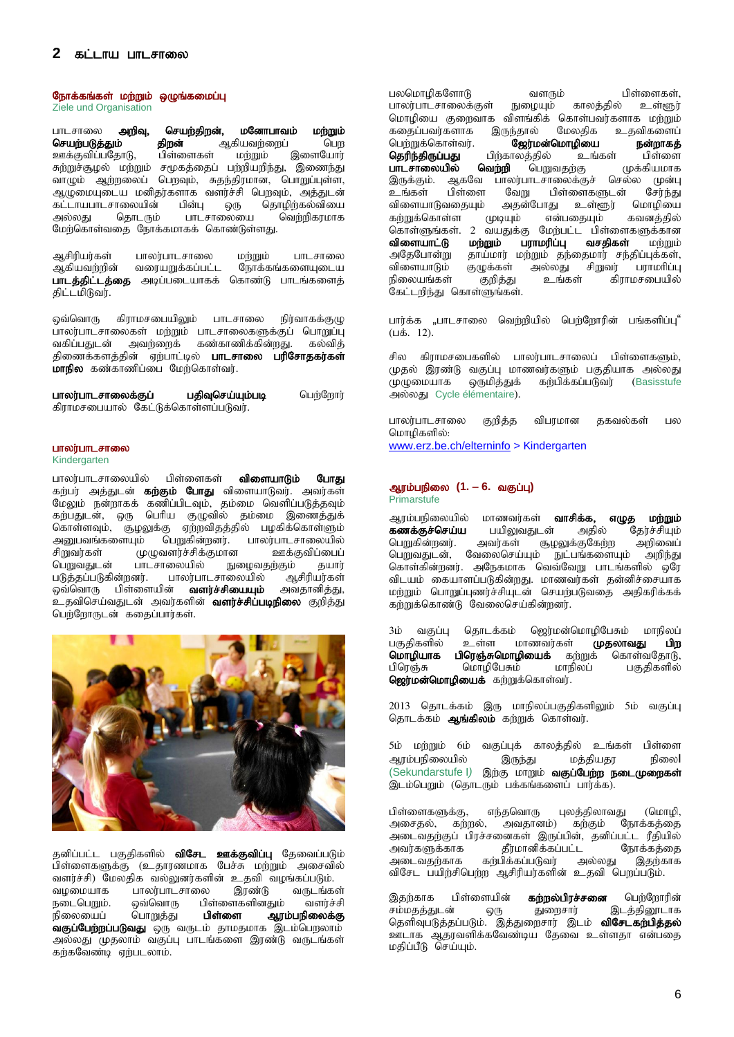## நோக்கங்கள் மற்றும் ஒழுங்கமைப்பு
Ziele und Organisation

பாடசாலை **அறிவு, செயற்திறன், மனோபாவம் மற்றும் செயற்படுத்தும் திறன்** ஆகியவற்றைப் பெற ஊக்குவிப்பதோடு, பிள்ளைகள் மற்றும் இளையோர் சுற்றுச்சூழல் மற்றும் சமூகத்தைப் பற்றியறிந்து, இணைந்து வாழும் ஆற்றலைப் பெறவும், சுதந்திரமான, பொறுப்புள்ள, ஆழுமையுடைய மனிதர்களாக வளர்ச்சி பெறவும், அத்துடன் கட்டாயபாடசாலையின் பின்பு ஒரு தொழிற்கல்வியை அல்லது தொடரும் பாடசாலையை வெற்றிகரமாக மேற்கொள்வதை நோக்கமாகக் கொண்டுள்ளது.

ஆசிரியர்கள் பாலர்பாடசாலை மற்றும் பாடசாலை ஆகியவற்றின் வரையறுக்கப்பட்ட நோக்கங்களையுடைய **பாடத்திட்டத்தை** அடிப்படையாகக் கொண்டு பாடங்களைத் திட்டமிடுவர்.

ஒவ்வொரு கிராமசபையிலும் பாடசாலை நிர்வாகக்குழு பாலர்பாடசாலைகள் மற்றும் பாடசாலைகளுக்குப் பொறுப்பு வகிப்பதுடன் அவற்றைக் கண்காணிக்கின்றது. கல்வித் திணைக்களத்தின் ஏற்பாட்டில் **பாடசாலை பரிசோதகர்கள் மாநில** கண்காணிப்பை மேற்கொள்வர்.

**பாலர்பாடசாலைக்குப் பதிவுசெய்யும்படி** பெற்றோர் கிராமசபையால் கேட்டுக்கொள்ளப்படுவர்.

## பாலர்பாடசாலை
Kindergarten

பாலர்பாடசாலையில் பிள்ளைகள் **விளையாடும் போது கற்பர் அத்துடன் கற்கும் போது** விளையாடுவர். அவர்கள் மேலும் நன்றாகக் கணிப்பிடவும், தம்மை வெளிப்படுத்தவும் கற்பதுடன், ஒரு பெரிய குழுவில் தம்மை இணைத்துக் கொள்ளவும், சூழலுக்கு ஏற்றவித்தத்தில் பழகிக்கொள்ளும் அனுபவங்களையும் பெறுகின்றனர். பாலர்பாடசாலையில் சிறுவர்கள் முழுவளர்ச்சிக்குமான ஊக்குவிப்பைப் பெறுவதுடன் பாடசாலையில் நுழைவதற்கும் தயார் படுத்தப்படுகின்றனர். பாலர்பாடசாலையில் ஆசிரியர்கள் ஒவ்வொரு பிள்ளையின் **வளர்ச்சியையும்** அவதானித்து, உதவிசெய்வதுடன் அவர்களின் **வளர்ச்சிப்படிநிலை** குறித்து பெற்றோருடன் கதைப்பார்கள்.

தனிப்பட்ட பகுதிகளில் **விசேட ஊக்குவிப்பு** தேவைப்படும் பிள்ளைகளுக்கு (உதாரணமாக பேச்சு மற்றும் அசைவில் வளர்ச்சி) மேலதிக வல்லுனர்களின் உதவி வழங்கப்படும். வழமையாக பாலர்பாடசாலை இரண்டு வருடங்கள் நடைபெறும். ஒவ்வொரு பிள்ளைகளினதும் வளர்ச்சி நிலையைப் பொறுத்து **பிள்ளை ஆரம்பநிலைக்கு வகுப்பேற்றப்படுவது** ஒரு வருடம் தாமதமாக இடம்பெறலாம் அல்லது முதலாம் வகுப்பு பாடங்களை இரண்டு வருடங்கள் கற்கவேண்டி ஏற்படலாம்.

பலமொழிகளோடு வளரும் பிள்ளைகள், பாலர்பாடசாலைக்குள் நுழையும் காலத்தில் உள்ளூர் மொழியை குறைவாக விளங்கிக் கொள்பவர்களாக மற்றும் கதைப்பவர்களாக இருந்தால் மேலதிக உதவிகளைப் பெற்றுக்கொள்வர். **ஜேர்மன்மொழியை நன்றாகத் தெரிந்திருப்பது** பிற்காலத்தில் உங்கள் பிள்ளை **பாடசாலையில் வெற்றி** பெறுவதற்கு முக்கியமாக இருக்கும். ஆகவே பாலர்பாடசாலைக்குச் செல்ல முன்பு உங்கள் பிள்ளை வேறு பிள்ளைகளுடன் சேர்ந்து விளையாடுவதையும் அதன்போது உள்ளூர் மொழியை கற்றுக்கொள்ள முடியும் என்பதையும் கவனத்தில் கொள்ளுங்கள். 2 வயதுக்கு மேற்பட்ட பிள்ளைகளுக்கான **விளையாட்டு மற்றும் பராமரிப்பு வசதிகள்** மற்றும் அதேபோன்று தாய்மார் மற்றும் தந்தைமார் சந்திப்புக்கள், விளையாடும் குழுக்கள் அல்லது சிறுவர் பராமரிப்பு நிலையங்கள் குறித்து உங்கள் கிராமசபையில் கேட்டறிந்து கொள்ளுங்கள்.

பார்க்க „பாடசாலை வெற்றியில் பெற்றோரின் பங்களிப்பு" (பக். 12).

சில கிராமசபைகளில் பாலர்பாடசாலைப் பிள்ளைகளும், முதல் இரண்டு வகுப்பு மாணவர்களும் பகுதியாக அல்லது முழுமையாக ஒருமித்துக் கற்பிக்கப்படுவர் (Basisstufe அல்லது Cycle élémentaire).

பாலர்பாடசாலை குறித்த விபரமான தகவல்கள் பல மொழிகளில்:
www.erz.be.ch/elterninfo > Kindergarten

## ஆரம்பநிலை (1. – 6. வகுப்பு)
Primarstufe

ஆரம்பநிலையில் மாணவர்கள் **வாசிக்க, எழுத மற்றும் கணக்குச்செய்ய** பயிலுவதுடன் அதில் தேர்ச்சியும் பெறுகின்றனர். அவர்கள் சூழலுக்குகேற்ற அறிவைப் பெறுவதுடன், வேலைசெய்யும் நுட்பங்களையும் அறிந்து கொள்கின்றனர். அநேகமாக வெவ்வேறு பாடங்களில் ஒரே விடயம் கையாளப்படுகின்றது. மாணவர்கள் தன்னிச்சையாக மற்றும் பொறுப்புணர்ச்சியுடன் செயற்படுவதை அதிகரிக்கக் கற்றுக்கொண்டு வேலைசெய்கின்றனர்.

3ம் வகுப்பு தொடக்கம் ஜெர்மன்மொழிபேசும் மாநிலப் பகுதிகளில் உள்ள மாணவர்கள் **முதலாவது பிற மொழியாக பிரெஞ்சுமொழியைக்** கற்றுக் கொள்வதோடு, பிரெஞ்சு மொழிபேசும் மாநிலப் பகுதிகளில் **ஜெர்மன்மொழியைக்** கற்றுக்கொள்வர்.

2013 தொடக்கம் இரு மாநிலப்பகுதிகளிலும் 5ம் வகுப்பு தொடக்கம் **ஆங்கிலம்** கற்றுக் கொள்வர்.

5ம் மற்றும் 6ம் வகுப்புக் காலத்தில் உங்கள் பிள்ளை ஆரம்பநிலையிலிருந்து மத்தியதர நிலைl (Sekundarstufe I) இற்கு மாறும் **வகுப்பேற்ற நடைமுறைகள்** இடம்பெறும் (தொடரும் பக்கங்களைப் பார்க்க).

பிள்ளைகளுக்கு, எந்தவொரு புலத்திலாவது (மொழி, அசைதல், கற்றல், அவதானம்) கற்கும் நோக்கத்தை அடைவதற்குப் பிரச்சனைகள் இருப்பின், தனிப்பட்ட ரீதியில் அவர்களுக்காக தீர்மானிக்கப்பட்ட நோக்கத்தை அடைவதற்காக கற்பிக்கப்படுவர் அல்லது இதற்காக விசேட பயிற்சிபெற்ற ஆசிரியர்களின் உதவி பெறப்படும்.

இதற்காக பிள்ளையின் **கற்றல்பிரச்சனை** பெற்றோரின் சம்மதத்துடன் ஒரு துறைசார் இடத்தினூடாக தெளிவுபடுத்தப்படும். இத்துறைசார் இடம் **விசேடகற்பித்தல்** ஊடாக ஆதரவளிக்கவேண்டிய தேவை உள்ளதா என்பதை மதிப்பீடு செய்யும்.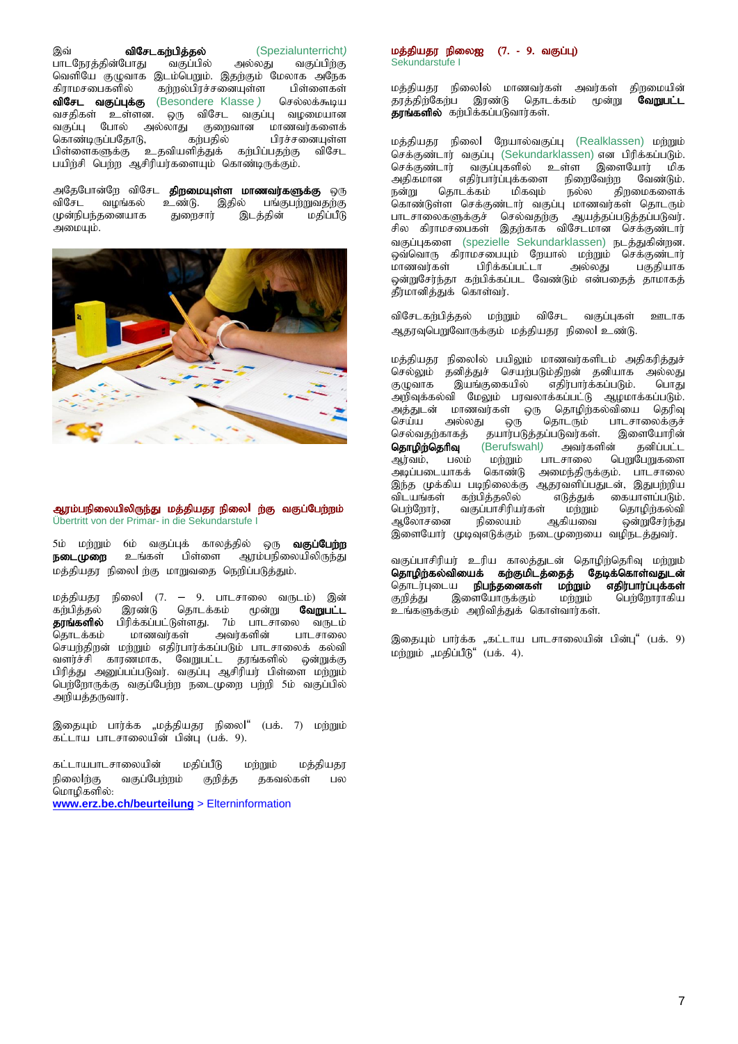இவ் **விசேடகற்பித்தல்** (Spezialunterricht) பாடநேரத்தின்போது வகுப்பில் அல்லது வகுப்பிற்கு வெளியே குழுவாக இடம்பெறும். இதற்கும் மேலாக அநேக கிராமசபைகளில் கற்றல்பிரச்சனையுள்ள பிள்ளைகள் **விசேட வகுப்புக்கு** (Besondere Klasse ) செல்லக்கூடிய வசதிகள் உள்ளன. ஒரு விசேட வகுப்பு வழமையான வகுப்பு போல் அல்லாது குறைவான மாணவர்களைக் கொண்டிருப்பதோடு, கற்பதில் பிரச்சனையுள்ள பிள்ளைகளுக்கு உதவியளித்துக் கற்பிப்பதற்கு விசேட பயிற்சி பெற்ற ஆசிரியர்களையும் கொண்டிருக்கும்.

அதேபோன்றே விசேட **திறமையுள்ள மாணவர்களுக்கு** ஒரு விசேட வழங்கல் உண்டு. இதில் பங்குபற்றுவதற்கு முன்நிபந்தனையாக துறைசார் இடத்தின் மதிப்பீடு அமையும்.

**ஆரம்பநிலையிலிருந்து மத்தியதர நிலைஇற்கு வகுப்பேற்றம்**
Übertritt von der Primar- in die Sekundarstufe I

5ம் மற்றும் 6ம் வகுப்புக் காலத்தில் ஒரு **வகுப்பேற்ற நடைமுறை** உங்கள் பிள்ளை ஆரம்பநிலையிலிருந்து மத்தியதர நிலைஇற்கு மாறுவதை நெறிப்படுத்தும்.

மத்தியதர நிலைஇ (7. – 9. பாடசாலை வருடம்) இன் கற்பித்தல் இரண்டு தொடக்கம் மூன்று **வேறுபட்ட தரங்களில்** பிரிக்கப்பட்டுள்ளது. 7ம் பாடசாலை வருடம் தொடக்கம் மாணவர்கள் அவர்களின் பாடசாலை செயற்திறன் மற்றும் எதிர்பார்க்கப்படும் பாடசாலைக் கல்வி வளர்ச்சி காரணமாக, வேறுபட்ட தரங்களில் ஒன்றுக்கு பிரித்து அனுப்பப்படுவர். வகுப்பு ஆசிரியர் பிள்ளை மற்றும் பெற்றோருக்கு வகுப்பேற்ற நடைமுறை பற்றி 5ம் வகுப்பில் அறியத்தருவார்.

இதையும் பார்க்க „மத்தியதர நிலைஇ" (பக். 7) மற்றும் கட்டாய பாடசாலையின் பின்பு (பக். 9).

கட்டாயபாடசாலையின் மதிப்பீடு மற்றும் மத்தியதர நிலைஇற்கு வகுப்பேற்றம் குறித்த தகவல்கள் பல மொழிகளில்:
**www.erz.be.ch/beurteilung** > Elterninformation

**மத்தியதர நிலைஇ (7. - 9. வகுப்பு)**
Sekundarstufe I

மத்தியதர நிலைஇல் மாணவர்கள் அவர்கள் திறமையின் தரத்திற்கேற்ப இரண்டு தொடக்கம் மூன்று **வேறுபட்ட தரங்களில்** கற்பிக்கப்படுவார்கள்.

மத்தியதர நிலைஇ றேயால்வகுப்பு (Realklassen) மற்றும் செக்குண்டார் வகுப்பு (Sekundarklassen) என பிரிக்கப்படும். செக்குண்டார் வகுப்புகளில் உள்ள இளையோர் மிக அதிகமான எதிர்பார்ப்புக்களை நிறைவேற்ற வேண்டும். நன்று தொடக்கம் மிகவும் நல்ல திறமைகளைக் கொண்டுள்ள செக்குண்டார் வகுப்பு மாணவர்கள் தொடரும் பாடசாலைகளுக்குச் செல்வதற்கு ஆயத்தப்படுத்தப்படுவர். சில கிராமசபைகள் இதற்காக விசேடமான செக்குண்டார் வகுப்புகளை (spezielle Sekundarklassen) நடத்துகின்றன. ஒவ்வொரு கிராமசபையும் றேயால் மற்றும் செக்குண்டார் மாணவர்கள் பிரிக்கப்பட்டா அல்லது பகுதியாக ஒன்றுசேர்ந்தா கற்பிக்கப்பட வேண்டும் என்பதைத் தாமாகத் தீர்மானித்துக் கொள்வர்.

விசேடகற்பித்தல் மற்றும் விசேட வகுப்புகள் ஊடாக ஆதரவுபெறுவோருக்கும் மத்தியதர நிலைஇ உண்டு.

மத்தியதர நிலைஇல் பயிலும் மாணவர்களிடம் அதிகரித்துச் செல்லும் தனித்துச் செயற்படும்திறன் தனியாக அல்லது குழுவாக இயங்குகையில் எதிர்பார்க்கப்படும். பொது அறிவுக்கல்வி மேலும் பரவலாக்கப்பட்டு ஆழமாக்கப்படும். அத்துடன் மாணவர்கள் ஒரு தொழிற்கல்வியை தெரிவு செய்ய அல்லது ஒரு தொடரும் பாடசாலைக்குச் செல்வதற்காகத் தயார்படுத்தப்படுவர்கள். இளையோரின் **தொழிற்தெரிவு** (Berufswahl) அவர்களின் தனிப்பட்ட ஆர்வம், பலம் மற்றும் பாடசாலை பெறுபேறுகளை அடிப்படையாகக் கொண்டு அமைந்திருக்கும். பாடசாலை இந்த முக்கிய படிநிலைக்கு ஆதரவளிப்பதுடன், இதுபற்றிய விடயங்கள் கற்பித்தலில் எடுத்துக் கையாளப்படும். பெற்றோர், வகுப்பாசிரியர்கள் மற்றும் தொழிற்கல்வி ஆலோசனை நிலையம் ஆகியவை ஒன்றுசேர்ந்து இளையோர் முடிவுஎடுக்கும் நடைமுறையை வழிநடத்துவர்.

வகுப்பாசிரியர் உரிய காலத்துடன் தொழிற்தெரிவு மற்றும் **தொழிற்கல்வியைக் கற்குமிடத்தைத் தேடிக்கொள்வதுடன்** தொடர்புடைய **நிபந்தனைகள் மற்றும் எதிர்பார்ப்புக்கள்** குறித்து இளையோருக்கும் மற்றும் பெற்றோராகிய உங்களுக்கும் அறிவித்துக் கொள்வார்கள்.

இதையும் பார்க்க „கட்டாய பாடசாலையின் பின்பு" (பக். 9) மற்றும் „மதிப்பீடு" (பக். 4).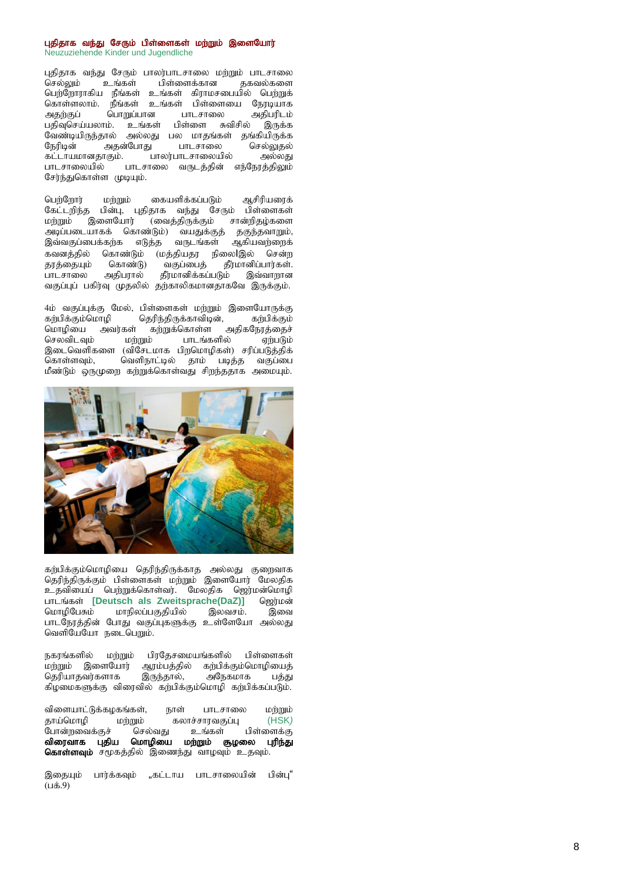## புதிதாக வந்து சேரும் பிள்ளைகள் மற்றும் இளையோர்

Neuzuziehende Kinder und Jugendliche

புதிதாக வந்து சேரும் பாலர்பாடசாலை மற்றும் பாடசாலை செல்லும் உங்கள் பிள்ளைக்கான தகவல்களை பெற்றோராகிய நீங்கள் உங்கள் கிராமசபையில் பெற்றுக் கொள்ளலாம். நீங்கள் உங்கள் பிள்ளையை நேரடியாக அதற்குப் பொறுப்பான பாடசாலை அதிபரிடம் பதிவுசெய்யலாம். உங்கள் பிள்ளை சுவிசில் இருக்க வேண்டியிருந்தால் அல்லது பல மாதங்கள் தங்கியிருக்க நேரிடின் அதன்போது பாடசாலை செல்லுதல் கட்டாயமானதாகும். பாலர்பாடசாலையில் அல்லது பாடசாலையில் பாடசாலை வருடத்தின் எந்நேரத்திலும் சேர்ந்துகொள்ள முடியும்.

பெற்றோர் மற்றும் கையளிக்கப்படும் ஆசிரியரைக் கேட்டறிந்த பின்பு, புதிதாக வந்து சேரும் பிள்ளைகள் மற்றும் இளையோர் (வைத்திருக்கும் சான்றிதழ்களை அடிப்படையாகக் கொண்டும்) வயதுக்குத் தகுந்தவாறும், இவ்வகுப்பைக்கற்க எடுத்த வருடங்கள் ஆகியவற்றைக் கவனத்தில் கொண்டும் (மத்தியதர நிலைIஇல் சென்ற தரத்தையும் கொண்டு) வகுப்பைத் தீர்மானிப்பார்கள். பாடசாலை அதிபரால் தீர்மானிக்கப்படும் இவ்வாறான வகுப்புப் பகிர்வு முதலில் தற்காலிகமானதாகவே இருக்கும்.

4ம் வகுப்புக்கு மேல், பிள்ளைகள் மற்றும் இளையோருக்கு கற்பிக்கும்மொழி தெரிந்திருக்காவிடின், கற்பிக்கும் மொழியை அவர்கள் கற்றுக்கொள்ள அதிகநேரத்தைச் செலவிடவும் மற்றும் பாடங்களில் ஏற்படும் இடைவெளிகளை (விசேடமாக பிறமொழிகள்) சரிப்படுத்திக் கொள்ளவும், வெளிநாட்டில் தாம் படித்த வகுப்பை மீண்டும் ஒருமுறை கற்றுக்கொள்வது சிறந்ததாக அமையும்.

கற்பிக்கும்மொழியை தெரிந்திருக்காத அல்லது குறைவாக தெரிந்திருக்கும் பிள்ளைகள் மற்றும் இளையோர் மேலதிக உதவியைப் பெற்றுக்கொள்வர். மேலதிக ஜெர்மன்மொழி பாடங்கள் **[Deutsch als Zweitsprache(DaZ)]** ஜெர்மன் மொழிபேசும் மாநிலப்பகுதியில் இலவசம். இவை பாடநேரத்தின் போது வகுப்புகளுக்கு உள்ளேயோ அல்லது வெளியேயோ நடைபெறும்.

நகரங்களில் மற்றும் பிரதேசமையங்களில் பிள்ளைகள் மற்றும் இளையோர் ஆரம்பத்தில் கற்பிக்கும்மொழியைத் தெரியாதவர்களாக இருந்தால், அநேகமாக பத்து கிழமைகளுக்கு விரைவில் கற்பிக்கும்மொழி கற்பிக்கப்படும்.

விளையாட்டுக்கழகங்கள், நாள் பாடசாலை மற்றும் தாய்மொழி மற்றும் கலாச்சாரவகுப்பு (HSK) போன்றவைக்குச் செல்வது உங்கள் பிள்ளைக்கு **விரைவாக புதிய மொழியை மற்றும் சூழலை புரிந்து கொள்ளவும்** சமூகத்தில் இணைந்து வாழவும் உதவும்.

இதையும் பார்க்கவும் „கட்டாய பாடசாலையின் பின்பு" (பக்.9)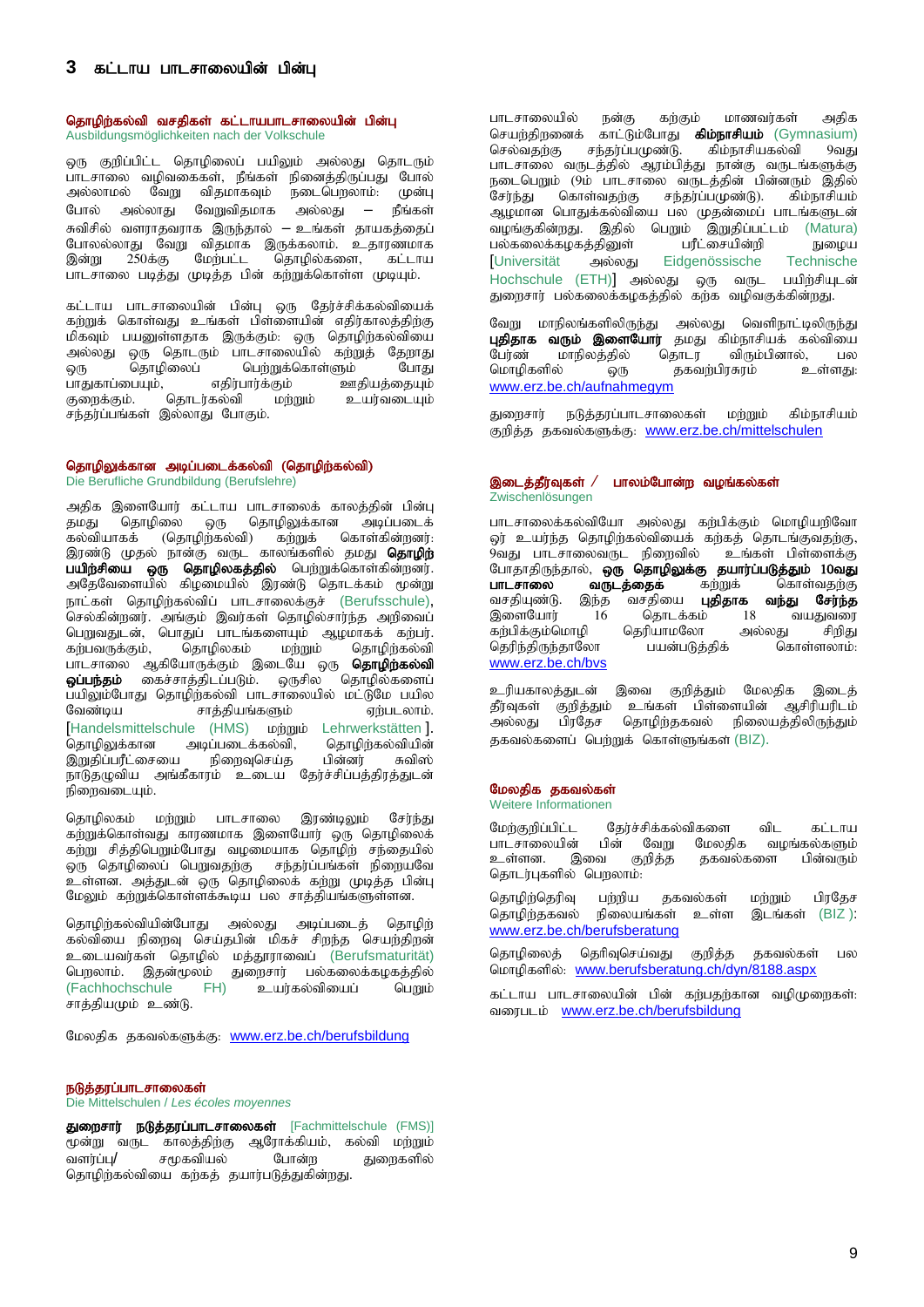# 3 கட்டாய பாடசாலையின் பின்பு

### தொழிற்கல்வி வசதிகள் கட்டாயபாடசாலையின் பின்பு
Ausbildungsmöglichkeiten nach der Volksschule

ஒரு குறிப்பிட்ட தொழிலைப் பயிலும் அல்லது தொடரும் பாடசாலை வழிவகைகள், நீங்கள் நினைத்திருப்பது போல் அல்லாமல் வேறு விதமாகவும் நடைபெறலாம்: முன்பு போல் அல்லாது வேறுவிதமாக அல்லது – நீங்கள் சுவிசில் வளராதவராக இருந்தால் – உங்கள் தாயகத்தைப் போலல்லாது வேறு விதமாக இருக்கலாம். உதாரணமாக இன்று 250க்கு மேற்பட்ட தொழில்களை, கட்டாய பாடசாலை படித்து முடித்த பின் கற்றுக்கொள்ள முடியும்.

கட்டாய பாடசாலையின் பின்பு ஒரு தேர்ச்சிக்கல்வியைக் கற்றுக் கொள்வது உங்கள் பிள்ளையின் எதிர்காலத்திற்கு மிகவும் பயனுள்ளதாக இருக்கும்: ஒரு தொழிற்கல்வியை அல்லது ஒரு தொடரும் பாடசாலையில் கற்றுத் தேறாது ஒரு தொழிலைப் பெற்றுக்கொள்ளும் போது பாதுகாப்பையும், எதிர்பார்க்கும் ஊதியத்தையும் குறைக்கும். தொடர்கல்வி மற்றும் உயர்வடையும் சந்தர்ப்பங்கள் இல்லாது போகும்.

### தொழிலுக்கான அடிப்படைக்கல்வி (தொழிற்கல்வி)
Die Berufliche Grundbildung (Berufslehre)

அதிக இளையோர் கட்டாய பாடசாலைக் காலத்தின் பின்பு தமது தொழிலை ஒரு தொழிலுக்கான அடிப்படைக் கல்வியாகக் (தொழிற்கல்வி) கற்றுக் கொள்கின்றனர்: இரண்டு முதல் நான்கு வருட காலங்களில் தமது **தொழிற் பயிற்சியை ஒரு தொழிலகத்தில்** பெற்றுக்கொள்கின்றனர். அதேவேளையில் கிழமையில் இரண்டு தொடக்கம் மூன்று நாட்கள் தொழிற்கல்விப் பாடசாலைக்குச் (Berufsschule), செல்கின்றனர். அங்கும் இவர்கள் தொழில்சார்ந்த அறிவைப் பெறுவதுடன், பொதுப் பாடங்களையும் ஆழமாகக் கற்பர். கற்பவருக்கும், தொழிலகம் மற்றும் தொழிற்கல்வி பாடசாலை ஆகியோருக்கும் இடையே ஒரு **தொழிற்கல்வி ஒப்பந்தம்** கைச்சாத்திடப்படும். ஒருசில தொழில்களைப் பயிலும்போது தொழிற்கல்வி பாடசாலையில் மட்டுமே பயில வேண்டிய சாத்தியங்களும் ஏற்படலாம். [Handelsmittelschule (HMS) மற்றும் Lehrwerkstätten ]. தொழிலுக்கான அடிப்படைக்கல்வி, தொழிற்கல்வியின் இறுதிப்பரீட்சையை நிறைவுசெய்த பின்னர் சுவிஸ் நாடுதழுவிய அங்கீகாரம் உடைய தேர்ச்சிப்பத்திரத்துடன் நிறைவடையும்.

தொழிலகம் மற்றும் பாடசாலை இரண்டிலும் சேர்ந்து கற்றுக்கொள்வது காரணமாக இளையோர் ஒரு தொழிலைக் கற்று சித்திபெறும்போது வழமையாக தொழிற் சந்தையில் ஒரு தொழிலைப் பெறுவதற்கு சந்தர்ப்பங்கள் நிறையவே உள்ளன. அத்துடன் ஒரு தொழிலைக் கற்று முடித்த பின்பு மேலும் கற்றுக்கொள்ளக்கூடிய பல சாத்தியங்களுள்ளன.

தொழிற்கல்வியின்போது அல்லது அடிப்படைத் தொழிற் கல்வியை நிறைவு செய்தபின் மிகச் சிறந்த செயற்திறன் உடையவர்கள் தொழில் மத்துராவைப் (Berufsmaturität) பெறலாம். இதன்மூலம் துறைசார் பல்கலைக்கழகத்தில் (Fachhochschule FH) உயர்கல்வியைப் பெறும் சாத்தியமும் உண்டு.

மேலதிக தகவல்களுக்கு: www.erz.be.ch/berufsbildung

### நடுத்தரப்பாடசாலைகள்
Die Mittelschulen / *Les écoles moyennes*

**துறைசார் நடுத்தரப்பாடசாலைகள்** [Fachmittelschule (FMS)] மூன்று வருட காலத்திற்கு ஆரோக்கியம், கல்வி மற்றும் வளர்ப்பு/ சமூகவியல் போன்ற துறைகளில் தொழிற்கல்வியை கற்கத் தயார்படுத்துகின்றது.

பாடசாலையில் நன்கு கற்கும் மாணவர்கள் அதிக செயற்திறனைக் காட்டும்போது **கிம்நாசியம்** (Gymnasium) செல்வதற்கு சந்தர்ப்பமுண்டு. கிம்நாசியகல்வி 9வது பாடசாலை வருடத்தில் ஆரம்பித்து நான்கு வருடங்களுக்கு நடைபெறும் (9ம் பாடசாலை வருடத்தின் பின்னரும் இதில் சேர்ந்து கொள்வதற்கு சந்தர்ப்பமுண்டு). கிம்நாசியம் ஆழமான பொதுக்கல்வியை பல முதன்மைப் பாடங்களுடன் வழங்குகின்றது. இதில் பெறும் இறுதிப்பட்டம் (Matura) பல்கலைக்கழகத்தினுள் பரீட்சையின்றி நுழைய [Universität அல்லது Eidgenössische Technische Hochschule (ETH)] அல்லது ஒரு வருட பயிற்சியுடன் துறைசார் பல்கலைக்கழகத்தில் கற்க வழிவகுக்கின்றது.

வேறு மாநிலங்களிலிருந்து அல்லது வெளிநாட்டிலிருந்து **புதிதாக வரும் இளையோர்** தமது கிம்நாசியக் கல்வியை பேர்ண் மாநிலத்தில் தொடர விரும்பினால், பல மொழிகளில் ஒரு தகவற்பிரசுரம் உள்ளது: www.erz.be.ch/aufnahmegym

துறைசார் நடுத்தரப்பாடசாலைகள் மற்றும் கிம்நாசியம் குறித்த தகவல்களுக்கு: www.erz.be.ch/mittelschulen

### இடைத்தீர்வுகள் / பாலம்போன்ற வழங்கல்கள்
Zwischenlösungen

பாடசாலைக்கல்வியோ அல்லது கற்பிக்கும் மொழியறிவோ ஓர் உயர்ந்த தொழிற்கல்வியைக் கற்கத் தொடங்குவதற்கு, 9வது பாடசாலைவருட நிறைவில் உங்கள் பிள்ளைக்கு போதாதிருந்தால், **ஒரு தொழிலுக்கு தயார்படுத்தும் 10வது பாடசாலை வருடத்தைக்** கற்றுக் கொள்வதற்கு வசதியுண்டு. இந்த வசதியை **புதிதாக வந்து சேர்ந்த** இளையோர் 16 தொடக்கம் 18 வயதுவரை கற்பிக்கும்மொழி தெரியாமலோ அல்லது சிறிது தெரிந்திருந்தாலோ பயன்படுத்திக் கொள்ளலாம்: www.erz.be.ch/bvs

உரியகாலத்துடன் இவை குறித்தும் மேலதிக இடைத் தீர்வுகள் குறித்தும் உங்கள் பிள்ளையின் ஆசிரியரிடம் அல்லது பிரதேச தொழிற்தகவல் நிலையத்திலிருந்தும் தகவல்களைப் பெற்றுக் கொள்ளுங்கள் (BIZ).

### மேலதிக தகவல்கள்
Weitere Informationen

மேற்குறிப்பிட்ட தேர்ச்சிக்கல்விகளை விட கட்டாய பாடசாலையின் பின் வேறு மேலதிக வழங்கல்களும் உள்ளன. இவை குறித்த தகவல்களை பின்வரும் தொடர்புகளில் பெறலாம்:

தொழிற்தெரிவு பற்றிய தகவல்கள் மற்றும் பிரதேச தொழிற்தகவல் நிலையங்கள் உள்ள இடங்கள் (BIZ ): www.erz.be.ch/berufsberatung

தொழிலைத் தெரிவுசெய்வது குறித்த தகவல்கள் பல மொழிகளில்: www.berufsberatung.ch/dyn/8188.aspx

கட்டாய பாடசாலையின் பின் கற்பதற்கான வழிமுறைகள்: வரைபடம் www.erz.be.ch/berufsbildung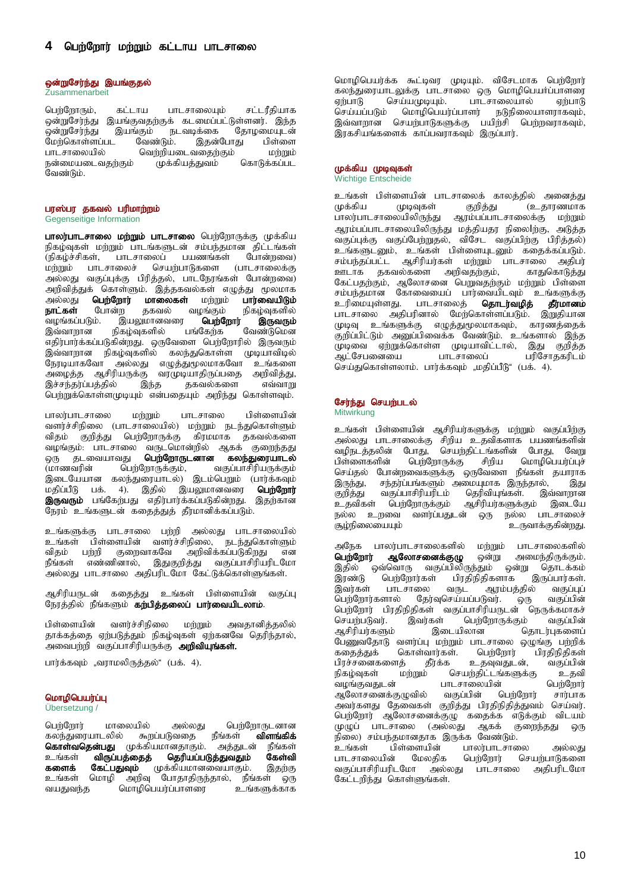## 4 பெற்றோர் மற்றும் கட்டாய பாடசாலை

### ஒன்றுசேர்ந்து இயங்குதல்
Zusammenarbeit

பெற்றோரும், கட்டாய பாடசாலையும் சட்டரீதியாக ஒன்றுசேர்ந்து இயங்குவதற்குக் கடமைப்பட்டுள்ளனர். இந்த ஒன்றுசேர்ந்து இயங்கும் நடவடிக்கை தோழமையுடன் மேற்கொள்ளப்பட வேண்டும். இதன்போது பிள்ளை பாடசாலையில் வெற்றியடைவதற்கும் மற்றும் நன்மையடைவதற்கும் முக்கியத்துவம் கொடுக்கப்பட வேண்டும்.

### பரஸ்பர தகவல் பரிமாற்றம்
Gegenseitige Information

**பாலர்பாடசாலை மற்றும் பாடசாலை** பெற்றோருக்கு முக்கிய நிகழ்வுகள் மற்றும் பாடங்களுடன் சம்பந்தமான திட்டங்கள் (நிகழ்ச்சிகள், பாடசாலைப் பயணங்கள் போன்றவை) மற்றும் பாடசாலைச் செயற்பாடுகளை (பாடசாலைக்கு அல்லது வகுப்புக்கு பிரித்தல், பாடநேரங்கள் போன்றவை) அறிவித்துக் கொள்ளும். இத்தகவல்கள் எழுத்து மூலமாக அல்லது **பெற்றோர் மாலைகள்** மற்றும் **பார்வையிடும் நாட்கள்** போன்ற தகவல் வழங்கும் நிகழ்வுகளில் வழங்கப்படும். இயலுமானவரை **பெற்றோர் இருவரும்** இவ்வாறான நிகழ்வுகளில் பங்கேற்க வேண்டுமென எதிர்பார்க்கப்படுகின்றது. ஒருவேளை பெற்றோரில் இருவரும் இவ்வாறான நிகழ்வுகளில் கலந்துகொள்ள முடியாவிடில் நேரடியாகவோ அல்லது எழுத்துமூலமாகவோ உங்களை அழைத்த ஆசிரியருக்கு வரமுடியாதிருப்பதை அறிவித்து, இச்சந்தர்ப்பத்தில் இந்த தகவல்களை எவ்வாறு பெற்றுக்கொள்ளமுடியும் என்பதையும் அறிந்து கொள்ளவும்.

பாலர்பாடசாலை மற்றும் பாடசாலை பிள்ளையின் வளர்ச்சிநிலை (பாடசாலையில்) மற்றும் நடந்துகொள்ளும் விதம் குறித்து பெற்றோருக்கு கிரமமாக தகவல்களை வழங்கும்: பாடசாலை வருடமொன்றில் ஆகக் குறைந்தது ஒரு தடவையாவது **பெற்றோருடனான கலந்துரையாடல்** (மாணவரின் பெற்றோருக்கும், வகுப்பாசிரியருக்கும் இடையேயான கலந்துரையாடல்) இடம்பெறும் (பார்க்கவும் மதிப்பீடு பக். 4). இதில் இயலுமானவரை **பெற்றோர் இருவரும்** பங்கேற்பது எதிர்பார்க்கப்படுகின்றது. இதற்கான நேரம் உங்களுடன் கதைத்துத் தீர்மானிக்கப்படும்.

உங்களுக்கு பாடசாலை பற்றி அல்லது பாடசாலையில் உங்கள் பிள்ளையின் வளர்ச்சிநிலை, நடந்துகொள்ளும் விதம் பற்றி குறைவாகவே அறிவிக்கப்படுகிறது என நீங்கள் எண்ணினால், இதுகுறித்து வகுப்பாசிரியரிடமோ அல்லது பாடசாலை அதிபரிடமோ கேட்டுக்கொள்ளுங்கள்.

ஆசிரியருடன் கதைத்து உங்கள் பிள்ளையின் வகுப்பு நேரத்தில் நீங்களும் **கற்பித்தலைப் பார்வையிடலாம்**.

பிள்ளையின் வளர்ச்சிநிலை மற்றும் அவதானித்தலில் தாக்கத்தை ஏற்படுத்தும் நிகழ்வுகள் ஏற்கனவே தெரிந்தால், அவைபற்றி வகுப்பாசிரியருக்கு **அறிவியுங்கள்.**

பார்க்கவும் „வராமலிருத்தல்" (பக். 4).

### மொழிபெயர்ப்பு
Übersetzung /

பெற்றோர் மாலையில் அல்லது பெற்றோருடனான கலந்துரையாடலில் கூறப்படுவதை நீங்கள் **விளங்கிக் கொள்வதென்பது** முக்கியமானதாகும். அத்துடன் நீங்கள் உங்கள் **விருப்பத்தைத் தெரியப்படுத்துவதும் கேள்விகளைக் கேட்பதும்** முக்கியமானவையாகும். இதற்கு உங்கள் மொழி அறிவு போதாதிருந்தால், நீங்கள் ஒரு வயதுவந்த மொழிபெயர்ப்பாளரை உங்களுக்காக மொழிபெயர்க்க கூட்டிவர முடியும். விசேடமாக பெற்றோர் கலந்துரையாடலுக்கு பாடசாலை ஒரு மொழிபெயர்ப்பாளரை ஏற்பாடு செய்யமுடியும். பாடசாலையால் ஏற்பாடு செய்யப்படும் மொழிபெயர்ப்பாளர் நடுநிலையாளராகவும், இவ்வாறான செயற்பாடுகளுக்கு பயிற்சி பெற்றவராகவும், இரகசியங்களைக் காப்பவராகவும் இருப்பார்.

### முக்கிய முடிவுகள்
Wichtige Entscheide

உங்கள் பிள்ளையின் பாடசாலைக் காலத்தில் அனைத்து முக்கிய முடிவுகள் குறித்து (உதாரணமாக பாலர்பாடசாலையிலிருந்து ஆரம்பப்பாடசாலைக்கு மற்றும் ஆரம்பப்பாடசாலையிலிருந்து மத்தியதர நிலைிற்கு, அடுத்த வகுப்புக்கு வகுப்பேற்றுதல், விசேட வகுப்பிற்கு பிரித்தல்) உங்களுடனும், உங்கள் பிள்ளையுடனும் கதைக்கப்படும். சம்பந்தப்பட்ட ஆசிரியர்கள் மற்றும் பாடசாலை அதிபர் ஊடாக தகவல்களை அறிவதற்கும், காதுகொடுத்து கேட்பதற்கும், ஆலோசனை பெறுவதற்கும் மற்றும் பிள்ளை சம்பந்தமான கோவையைப் பார்வையிடவும் உங்களுக்கு உரிமையுள்ளது. பாடசாலைத் **தொடர்வழித் தீர்மானம்** பாடசாலை அதிபரினால் மேற்கொள்ளப்படும். இறுதியான முடிவு உங்களுக்கு எழுத்துமூலமாகவும், காரணத்தைக் குறிப்பிட்டும் அனுப்பிவைக்க வேண்டும். உங்களால் இந்த முடிவை ஏற்றுக்கொள்ள முடியாவிட்டால், இது குறித்த ஆட்சேபனையை பாடசாலைப் பரிசோதகரிடம் செய்துகொள்ளலாம். பார்க்கவும் „மதிப்பீடு" (பக். 4).

### சேர்ந்து செயற்படல்
Mitwirkung

உங்கள் பிள்ளையின் ஆசிரியர்களுக்கு மற்றும் வகுப்பிற்கு அல்லது பாடசாலைக்கு சிறிய உதவிகளாக பயணங்களின் வழிநடத்தலின் போது, செயற்திட்டங்களின் போது, வேறு பிள்ளைகளின் பெற்றோருக்கு சிறிய மொழிபெயர்ப்புச் செய்தல் போன்றவைகளுக்கு ஒருவேளை நீங்கள் தயாராக இருந்து, சந்தர்ப்பங்களும் அமையுமாக இருந்தால், இது குறித்து வகுப்பாசிரியரிடம் தெரிவியுங்கள். இவ்வாறான உதவிகள் பெற்றோருக்கும் ஆசிரியர்களுக்கும் இடையே நல்ல உறவை வளர்ப்பதுடன் ஒரு நல்ல பாடசாலைச் சூழ்நிலையையும் உருவாக்குகின்றது.

அநேக பாலர்பாடசாலைகளில் மற்றும் பாடசாலைகளில் **பெற்றோர் ஆலோசனைக்குழு** ஒன்று அமைந்திருக்கும். இதில் ஒவ்வொரு வகுப்பிலிருந்தும் ஒன்று தொடக்கம் இரண்டு பெற்றோர்கள் பிரதிநிதிகளாக இருப்பார்கள். இவர்கள் பாடசாலை வருட ஆரம்பத்தில் வகுப்புப் பெற்றோர்களால் தேர்வுசெய்யப்படுவர். ஒரு வகுப்பின் பெற்றோர் பிரதிநிதிகள் வகுப்பாசிரியருடன் நெருக்கமாகச் செயற்படுவர். இவர்கள் பெற்றோருக்கும் வகுப்பின் ஆசிரியர்களும் இடையிலான தொடர்புகளைப் பேணுவதோடு வளர்ப்பு மற்றும் பாடசாலை ஒழுங்கு பற்றிக் கதைத்துக் கொள்வார்கள். பெற்றோர் பிரதிநிதிகள் பிரச்சனைகளைத் தீர்க்க உதவுவதுடன், வகுப்பின் நிகழ்வுகள் மற்றும் செயற்திட்டங்களுக்கு உதவி வழங்குவதுடன் பாடசாலையின் பெற்றோர் ஆலோசனைக்குழுவில் வகுப்பின் பெற்றோர் சார்பாக அவர்களது தேவைகள் குறித்து பிரதிநிதித்துவம் செய்வர். பெற்றோர் ஆலோசனைக்குழு கதைக்க எடுக்கும் விடயம் முழுப் பாடசாலை (அல்லது ஆகக் குறைந்தது ஒரு நிலை) சம்பந்தமானதாக இருக்க வேண்டும்.
உங்கள் பிள்ளையின் பாலர்பாடசாலை அல்லது பாடசாலையின் மேலதிக பெற்றோர் செயற்பாடுகளை வகுப்பாசிரியரிடமோ அல்லது பாடசாலை அதிபரிடமோ கேட்டறிந்து கொள்ளுங்கள்.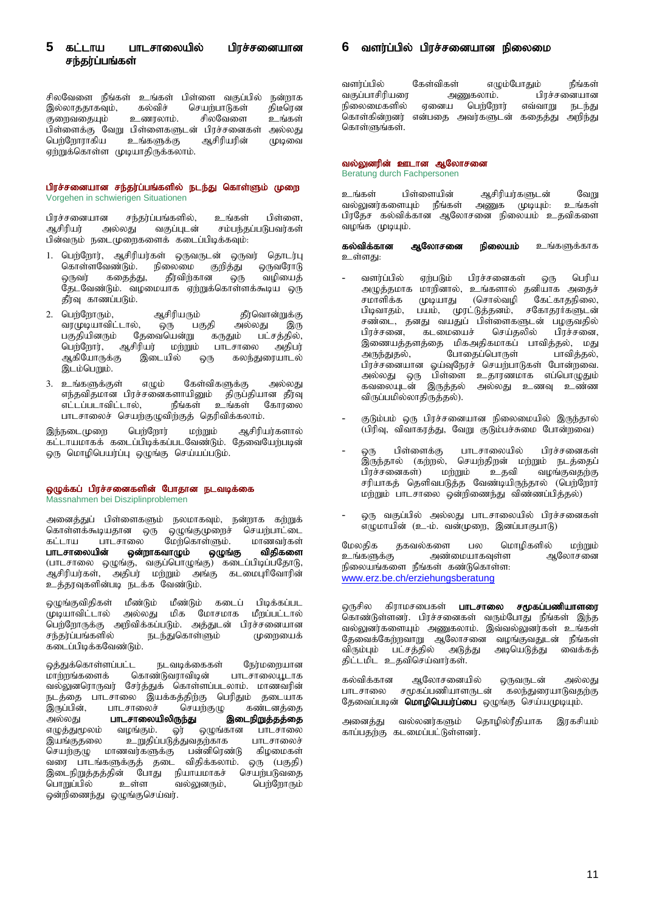## 5 கட்டாய பாடசாலையில் பிரச்சனையான சந்தர்ப்பங்கள்

சிலவேளை நீங்கள் உங்கள் பிள்ளை வகுப்பில் நன்றாக இல்லாததாகவும், கல்விச் செயற்பாடுகள் திடீரென குறைவதையும் உணரலாம். சிலவேளை உங்கள் பிள்ளைக்கு வேறு பிள்ளைகளுடன் பிரச்சனைகள் அல்லது பெற்றோராகிய உங்களுக்கு ஆசிரியரின் முடிவை ஏற்றுக்கொள்ள முடியாதிருக்கலாம்.

### பிரச்சனையான சந்தர்ப்பங்களில் நடந்து கொள்ளும் முறை
Vorgehen in schwierigen Situationen

பிரச்சனையான சந்தர்ப்பங்களில், உங்கள் பிள்ளை, ஆசிரியர் அல்லது வகுப்புடன் சம்பந்தப்படுபவர்கள் பின்வரும் நடைமுறைகளைக் கடைப்பிடிக்கவும்:

1. பெற்றோர், ஆசிரியர்கள் ஒருவருடன் ஒருவர் தொடர்பு கொள்ளவேண்டும். நிலைமை குறித்து ஒருவரோடு ஒருவர் கதைத்து, தீர்விற்கான ஒரு வழியைத் தேடவேண்டும். வழமையாக ஏற்றுக்கொள்ளக்கூடிய ஒரு தீர்வு காணப்படும்.
2. பெற்றோரும், ஆசிரியரும் தீர்வொன்றுக்கு வரமுடியாவிட்டால், ஒரு பகுதி அல்லது இரு பகுதியினரும் தேவையென்று கருதும் பட்சத்தில், பெற்றோர், ஆசிரியர் மற்றும் பாடசாலை அதிபர் ஆகியோருக்கு இடையில் ஒரு கலந்துரையாடல் இடம்பெறும்.
3. உங்களுக்குள் எழும் கேள்விகளுக்கு அல்லது எந்தவிதமான பிரச்சனைகளாயினும் திருப்தியான தீர்வு எட்டப்படாவிட்டால், நீங்கள் உங்கள் கோரலை பாடசாலைச் செயற்குழுவிற்குத் தெரிவிக்கலாம்.

இந்நடைமுறை பெற்றோர் மற்றும் ஆசிரியர்களால் கட்டாயமாகக் கடைப்பிடிக்கப்படவேண்டும். தேவையேற்படின் ஒரு மொழிபெயர்ப்பு ஒழுங்கு செய்யப்படும்.

### ஒழுக்கப் பிரச்சனைகளின் போதான நடவடிக்கை
Massnahmen bei Disziplinproblemen

அனைத்துப் பிள்ளைகளும் நலமாகவும், நன்றாக கற்றுக் கொள்ளக்கூடியதான ஒரு ஒழுங்குமுறைச் செயற்பாட்டை கட்டாய பாடசாலை மேற்கொள்ளும். மாணவர்கள் **பாடசாலையின் ஒன்றாகவாழும் ஒழுங்கு விதிகளை** (பாடசாலை ஒழுங்கு, வகுப்பொழுங்கு) கடைப்பிடிப்பதோடு, ஆசிரியர்கள், அதிபர் மற்றும் அங்கு கடமைபுரிவோரின் உத்தரவுகளின்படி நடக்க வேண்டும்.

ஒழுங்குவிதிகள் மீண்டும் மீண்டும் கடைப் பிடிக்கப்பட முடியாவிட்டால் அல்லது மிக மோசமாக மீறப்பட்டால் பெற்றோருக்கு அறிவிக்கப்படும். அத்துடன் பிரச்சனையான சந்தர்ப்பங்களில் நடந்துகொள்ளும் முறையைக் கடைப்பிடிக்கவேண்டும்.

ஒத்துக்கொள்ளப்பட்ட நடவடிக்கைகள் நேர்மறையான மாற்றங்களைக் கொண்டுவராவிடின் பாடசாலையூடாக வல்லுனரொருவர் சேர்த்துக் கொள்ளப்படலாம். மாணவரின் நடத்தை பாடசாலை இயக்கத்திற்கு பெரிதும் தடையாக இருப்பின், பாடசாலைச் செயற்குழு கண்டனத்தை அல்லது **பாடசாலையிலிருந்து இடைநிறுத்தத்தை** எழுத்துமூலம் வழங்கும். ஓர் ஒழுங்கான பாடசாலை இயங்குதலை உறுதிப்படுத்துவதற்காக பாடசாலைச் செயற்குழு மாணவர்களுக்கு பன்னிரெண்டு கிழமைகள் வரை பாடங்களுக்குத் தடை விதிக்கலாம். ஒரு (பகுதி) இடைநிறுத்தத்தின் போது நியாயமாகச் செயற்படுவதை பொறுப்பில் உள்ள வல்லுனரும், பெற்றோரும் ஒன்றிணைந்து ஒழுங்குசெய்வர்.

## 6 வளர்ப்பில் பிரச்சனையான நிலைமை

வளர்ப்பில் கேள்விகள் எழும்போதும் நீங்கள் வகுப்பாசிரியரை அணுகலாம். பிரச்சனையான நிலைமைகளில் ஏனைய பெற்றோர் எவ்வாறு நடந்து கொள்கின்றனர் என்பதை அவர்களுடன் கதைத்து அறிந்து கொள்ளுங்கள்.

### வல்லுனரின் ஊடான ஆலோசனை
Beratung durch Fachpersonen

உங்கள் பிள்ளையின் ஆசிரியர்களுடன் வேறு வல்லுனர்களையும் நீங்கள் அணுக முடியும்: உங்கள் பிரதேச கல்விக்கான ஆலோசனை நிலையம் உதவிகளை வழங்க முடியும்.

**கல்விக்கான ஆலோசனை நிலையம்** உங்களுக்காக உள்ளது:

- வளர்ப்பில் ஏற்படும் பிரச்சனைகள் ஒரு பெரிய அழுத்தமாக மாறினால், உங்களால் தனியாக அதைச் சமாளிக்க முடியாது (சொல்வழி கேட்காதநிலை, பிடிவாதம், பயம், முரட்டுத்தனம், சகோதரர்களுடன் சண்டை, தனது வயதுப் பிள்ளைகளுடன் பழகுவதில் பிரச்சனை, கடமையைச் செய்தலில் பிரச்சனை, இணையத்தளத்தை மிகஅதிகமாகப் பாவித்தல், மது அருந்துதல், போதைப்பொருள் பாவித்தல், பிரச்சனையான ஓய்வுநேரச் செயற்பாடுகள் போன்றவை. அல்லது ஒரு பிள்ளை உதாரணமாக எப்பொழுதும் கவலையுடன் இருத்தல் அல்லது உணவு உண்ண விருப்பமில்லாதிருத்தல்).
- குடும்பம் ஒரு பிரச்சனையான நிலைமையில் இருந்தால் (பிரிவு, விவாகரத்து, வேறு குடும்பச்சுமை போன்றவை)
- ஒரு பிள்ளைக்கு பாடசாலையில் பிரச்சனைகள் இருந்தால் (கற்றல், செயற்திறன் மற்றும் நடத்தைப் பிரச்சனைகள்) மற்றும் உதவி வழங்குவதற்கு சரியாகத் தெளிவுபடுத்த வேண்டியிருந்தால் (பெற்றோர் மற்றும் பாடசாலை ஒன்றிணைந்து விண்ணப்பித்தல்)
- ஒரு வகுப்பில் அல்லது பாடசாலையில் பிரச்சனைகள் எழுமாயின் (உ-ம். வன்முறை, இனப்பாகுபாடு)

மேலதிக தகவல்களை பல மொழிகளில் மற்றும் உங்களுக்கு அண்மையாகவுள்ள ஆலோசனை நிலையங்களை நீங்கள் கண்டுகொள்ள: [www.erz.be.ch/erziehungsberatung](www.erz.be.ch/erziehungsberatung)

ஒருசில கிராமசபைகள் **பாடசாலை** ***சமூகப்பணியாளரை*** கொண்டுள்ளனர். பிரச்சனைகள் வரும்போது நீங்கள் இந்த வல்லுனர்களையும் அணுகலாம். இவ்வல்லுனர்கள் உங்கள் தேவைக்கேற்றவாறு ஆலோசனை வழங்குவதுடன் நீங்கள் விரும்பும் பட்சத்தில் அடுத்து அடியெடுத்து வைக்கத் திட்டமிட உதவிசெய்வார்கள்.

கல்விக்கான ஆலோசனையில் ஒருவருடன் அல்லது பாடசாலை சமூகப்பணியாளருடன் கலந்துரையாடுவதற்கு தேவைப்படின் **மொழிபெயர்ப்பை** ஒழுங்கு செய்யமுடியும்.

அனைத்து வல்லனர்களும் தொழில்ரீதியாக இரகசியம் காப்பதற்கு கடமைப்பட்டுள்ளனர்.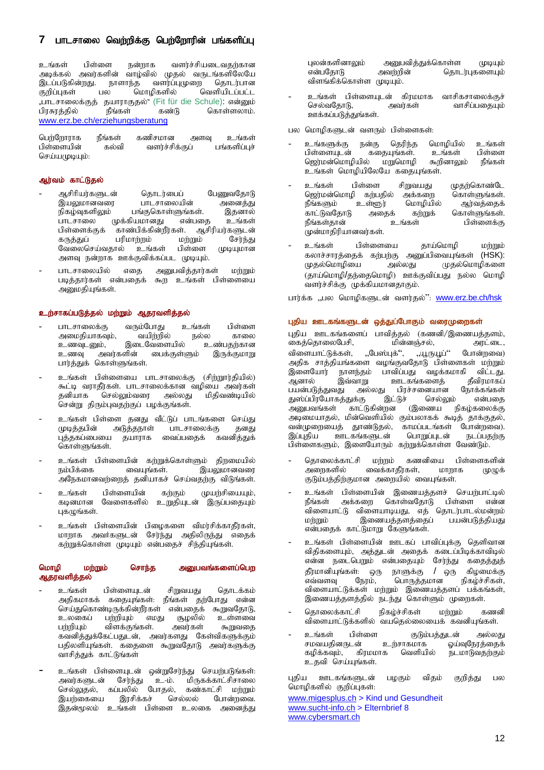## 7 பாடசாலை வெற்றிக்கு பெற்றோரின் பங்களிப்பு

உங்கள் பிள்ளை நன்றாக வளர்ச்சியடைவதற்கான அடிக்கல் அவர்களின் வாழ்வில் முதல் வருடங்களிலேயே இடப்படுகின்றது. நாளாந்த வளர்ப்புமுறை தொடர்பான குறிப்புகள் பல மொழிகளில் வெளியிடப்பட்ட „பாடசாலைக்குத் தயாராகுதல்" (Fit für die Schule): என்னும் பிரசுரத்தில் நீங்கள் கண்டு கொள்ளலாம். www.erz.be.ch/erziehungsberatung

பெற்றோராக நீங்கள் கணிசமான அளவு உங்கள் பிள்ளையின் கல்வி வளர்ச்சிக்குப் பங்களிப்புச் செய்யமுடியும்:

### ஆர்வம் காட்டுதல்

- ஆசிரியர்களுடன் தொடர்பைப் பேணுவதோடு இயலுமானவரை பாடசாலையின் அனைத்து நிகழ்வுகளிலும் பங்குகொள்ளுங்கள். இதனால் பாடசாலை முக்கியமானது என்பதை உங்கள் பிள்ளைக்குக் காண்பிக்கின்றீர்கள். ஆசிரியர்களுடன் கருத்துப் பரிமாற்றம் மற்றும் சேர்ந்து வேலைசெய்வதால் உங்கள் பிள்ளை முடியுமான அளவு நன்றாக ஊக்குவிக்கப்பட முடியும்.
- பாடசாலையில் எதை அனுபவித்தார்கள் மற்றும் படித்தார்கள் என்பதைக் கூற உங்கள் பிள்ளையை அனுமதியுங்கள்.

### உற்சாகப்படுத்தல் மற்றும் ஆதரவளித்தல்

- பாடசாலைக்கு வரும்போது உங்கள் பிள்ளை அமைதியாகவும், வயிற்றில் நல்ல காலை உணவுடனும், இடைவேளையில் உண்பதற்கான உணவு அவர்களின் பைக்குள்ளும் இருக்குமாறு பார்த்துக் கொள்ளுங்கள்.
- உங்கள் பிள்ளையை பாடசாலைக்கு (சிற்றூர்தியில்) கூட்டி வராதீர்கள். பாடசாலைக்கான வழியை அவர்கள் தனியாக செல்லும்வரை அல்லது மிதிவண்டியில் சென்று திரும்புவதற்குப் பழக்குங்கள்.
- உங்கள் பிள்ளை தனது வீட்டுப் பாடங்களை செய்து முடித்தபின் அடுத்தநாள் பாடசாலைக்கு தனது புத்தகப்பையை தயாராக வைப்பதைக் கவனித்துக் கொள்ளுங்கள்.
- உங்கள் பிள்ளையின் கற்றுக்கொள்ளும் திறமையில் நம்பிக்கை வையுங்கள். இயலுமானவரை அநேகமானவற்றைத் தனியாகச் செய்வதற்கு விடுங்கள்.
- உங்கள் பிள்ளையின் கற்கும் முயற்சியையும், கடினமான வேளைகளில் உறுதியுடன் இருப்பதையும் புகழுங்கள்.
- உங்கள் பிள்ளையின் பிழைகளை விமர்சிக்காதீர்கள், மாறாக அவர்களுடன் சேர்ந்து அதிலிருந்து எதைக் கற்றுக்கொள்ள முடியும் என்பதைச் சிந்தியுங்கள்.

### மொழி மற்றும் சொந்த அனுபவங்களைப்பெற ஆதரவளித்தல்

- உங்கள் பிள்ளையுடன் சிறுவயது தொடக்கம் அதிகமாகக் கதையுங்கள்: நீங்கள் தற்போது என்ன செய்துகொண்டிருக்கின்றீர்கள் என்பதைக் கூறுவதோடு, உலகைப் பற்றியும் எமது சூழலில் உள்ளவை பற்றியும் விளக்குங்கள். அவர்கள் கூறுவதை கவனித்துக்கேட்பதுடன், அவர்களது கேள்விகளுக்கும் பதிலளியுங்கள். கதைளை கூறுவதோடு அவர்களுக்கு வாசித்துக் காட்டுங்கள்
- உங்கள் பிள்ளையுடன் ஒன்றுசேர்ந்து செயற்படுங்கள்: அவர்களுடன் சேர்ந்து உ-ம். மிருகக்காட்சிசாலை செல்லுதல், கப்பலில் போதல், கண்காட்சி மற்றும் இயற்கையை இரசிக்கச் செல்லல் போன்றவை. இதன்மூலம் உங்கள் பிள்ளை உலகை அனைத்து புலன்களினாலும் அனுபவித்துக்கொள்ள முடியும் என்பதோடு அவற்றின் தொடர்புகளையும் விளங்கிக்கொள்ள முடியும்.
- உங்கள் பிள்ளையுடன் கிரமமாக வாசிகசாலைக்குச் செல்வதோடு, அவர்கள் வாசிப்பதையும் ஊக்கப்படுத்துங்கள்.

பல மொழிகளுடன் வளரும் பிள்ளைகள்:

- உங்களுக்கு நன்கு தெரிந்த மொழியில் உங்கள் பிள்ளையுடன் கதையுங்கள். உங்கள் பிள்ளை ஜெர்மன்மொழியில் மறுமொழி கூறினாலும் நீங்கள் உங்கள் மொழியிலேயே கதையுங்கள்.
- உங்கள் பிள்ளை சிறுவயது முதற்கொண்டே ஜெர்மன்மொழி கற்பதில் அக்கறை கொள்ளுங்கள். நீங்களும் உள்ளூர் மொழியில் ஆர்வத்தைக் காட்டுவதோடு அதைக் கற்றுக் கொள்ளுங்கள். நீங்கள்தான் உங்கள் பிள்ளைக்கு முன்மாதிரியானவர்கள்.
- உங்கள் பிள்ளையை தாய்மொழி மற்றும் கலாச்சாரத்தைக் கற்பற்கு அனுப்பிவையுங்கள் (HSK): முதல்மொழியை அல்லது முதல்மொழிகளை (தாய்மொழி/தந்தைமொழி) ஊக்குவிப்பது நல்ல மொழி வளர்ச்சிக்கு முக்கியமானதாகும்.

பார்க்க „பல மொழிகளுடன் வளர்தல்": www.erz.be.ch/hsk

### புதிய ஊடகங்களுடன் ஒத்துப்போகும் வரைமுறைகள்

புதிய ஊடகங்களைப் பாவித்தல் (கணனி/இணையத்தளம், கைத்தொலைபேசி, மின்னஞ்சல், அரட்டை, விளையாட்டுக்கள், „பேஸ்புக்", „யூருயூப்" போன்றவை) அதிக சாத்தியங்களை வழங்குவதோடு பிள்ளைகள் மற்றும் இளையோர் நாளந்தம் பாவிப்பது வழக்கமாகி விட்டது. ஆனால் இவ்வாறு ஊடகங்களைத் தீவிரமாகப் பயன்படுத்துவது அல்லது பிரச்சனையான நோக்கங்கள் துஸ்ப்பிரயோகத்துக்கு இட்டுச் செல்லும் என்பதை அனுபவங்கள் காட்டுகின்றன (இணைய நிகழ்கலைக்கு அடிமையாதல், மின்வெளியில் கும்பலாகக் கூடித் தாக்குதல், வன்முறையைத் தூண்டுதல், காமப்படங்கள் போன்றவை). இப்புதிய ஊடகங்களுடன் பொறுப்புடன் நடப்பதற்கு பிள்ளைகளும், இளையோரும் கற்றுக்கொள்ள வேண்டும்.

- தொலைக்காட்சி மற்றும் கணனியை பிள்ளைகளின் அறைகளில் வைக்காதீர்கள், மாறாக முழுக் குடும்பத்திற்குமான அறையில் வையுங்கள்.
- உங்கள் பிள்ளையின் இணையத்தளச் செயற்பாட்டில் நீங்கள் அக்கறை கொள்வதோடு பிள்ளை என்ன விளையாட்டு விளையாடியது, எத் தொடர்பாடல்மன்றம் மற்றும் இணையத்தளத்தைப் பயன்படுத்தியது என்பதைக் காட்டுமாறு கேளுங்கள்.
- உங்கள் பிள்ளையின் ஊடகப் பாவிப்புக்கு தெளிவான விதிகளையும், அத்துடன் அதைக் கடைப்பிடிக்காவிடில் என்ன நடைபெறும் என்பதையும் சேர்ந்து கதைத்துத் தீர்மானியுங்கள்: ஒரு நாளுக்கு / ஒரு கிழமைக்கு எவ்வளவு நேரம், பொருத்தமான நிகழ்ச்சிகள், விளையாட்டுக்கள் மற்றும் இணையத்தளப் பக்கங்கள், இணையத்தளத்தில் நடந்து கொள்ளும் முறைகள்.
- தொலைக்காட்சி நிகழ்ச்சிகள் மற்றும் கணனி விளையாட்டுக்களில் வயதெல்லையைக் கவனியுங்கள்.
- உங்கள் பிள்ளை குடும்பத்துடன் அல்லது சமவயதினருடன் உற்சாகமாக ஓய்வுநேரத்தைக் கழிக்கவும், கிரமமாக வெளியில் நடமாடுவதற்கும் உதவி செய்யுங்கள்.

புதிய ஊடகங்களுடன் பழகும் விதம் குறித்து பல மொழிகளில் குறிப்புகள்:

www.migesplus.ch > Kind und Gesundheit
www.sucht-info.ch > Elternbrief 8
www.cybersmart.ch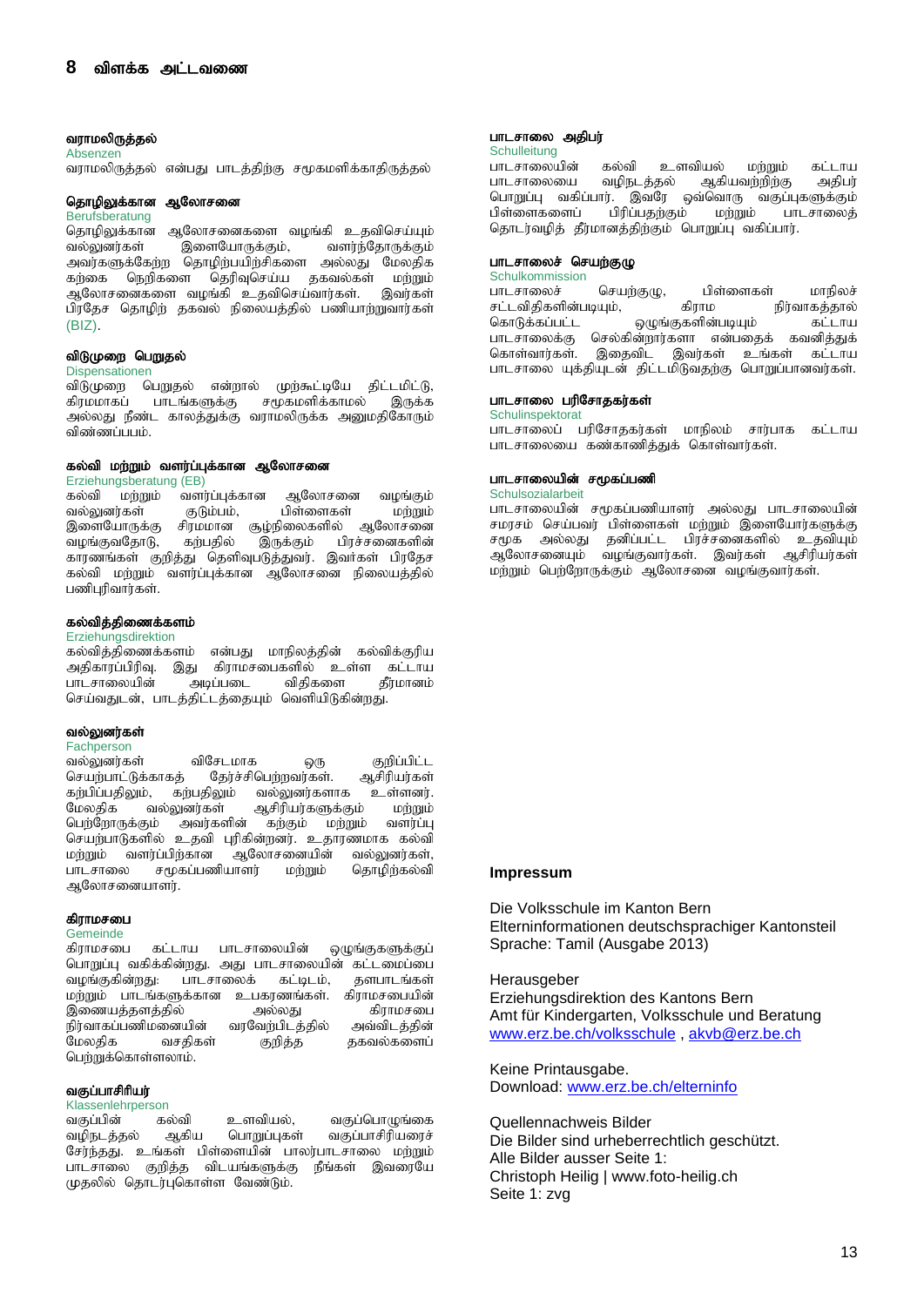## 8 விளக்க அட்டவணை

**வராமலிருத்தல்**
Absenzen
வராமலிருத்தல் என்பது பாடத்திற்கு சமூகமளிக்காதிருத்தல்

**தொழிலுக்கான ஆலோசனை**
Berufsberatung
தொழிலுக்கான ஆலோசனைகளை வழங்கி உதவிசெய்யும் வல்லுனர்கள் இளையோருக்கும், வளர்ந்தோருக்கும் அவர்களுக்கேற்ற தொழிற்பயிற்சிகளை அல்லது மேலதிக கற்கை நெறிகளை தெரிவுசெய்ய தகவல்கள் மற்றும் ஆலோசனைகளை வழங்கி உதவிசெய்வார்கள். இவர்கள் பிரதேச தொழிற் தகவல் நிலையத்தில் பணியாற்றுவார்கள் (BIZ).

**விடுமுறை பெறுதல்**
Dispensationen
விடுமுறை பெறுதல் என்றால் முற்கூட்டியே திட்டமிட்டு, கிரமமாகப் பாடங்களுக்கு சமூகமளிக்காமல் இருக்க அல்லது நீண்ட காலத்துக்கு வராமலிருக்க அனுமதிகோரும் விண்ணப்பமம்.

**கல்வி மற்றும் வளர்ப்புக்கான ஆலோசனை**
Erziehungsberatung (EB)
கல்வி மற்றும் வளர்ப்புக்கான ஆலோசனை வழங்கும் வல்லுனர்கள் குடும்பம், பிள்ளைகள் மற்றும் இளையோருக்கு சிரமமான சூழ்நிலைகளில் ஆலோசனை வழங்குவதோடு, கற்பதில் இருக்கும் பிரச்சனைகளின் காரணங்கள் குறித்து தெளிவுபடுத்துவர். இவர்கள் பிரதேச கல்வி மற்றும் வளர்ப்புக்கான ஆலோசனை நிலையத்தில் பணிபுரிவார்கள்.

**கல்வித்திணைக்களம்**
Erziehungsdirektion
கல்வித்திணைக்களம் என்பது மாநிலத்தின் கல்விக்குரிய அதிகாரப்பிரிவு. இது கிராமசபைகளில் உள்ள கட்டாய பாடசாலையின் அடிப்படை விதிகளை தீர்மானம் செய்வதுடன், பாடத்திட்டத்தையும் வெளியிடுகின்றது.

**வல்லுனர்கள்**
Fachperson
வல்லுனர்கள் விசேடமாக ஒரு குறிப்பிட்ட செயற்பாட்டுக்காகத் தேர்ச்சிபெற்றவர்கள். ஆசிரியர்கள் கற்பிப்பதிலும், கற்பதிலும் வல்லுனர்களாக உள்ளனர். மேலதிக வல்லுனர்கள் ஆசிரியர்களுக்கும் மற்றும் பெற்றோருக்கும் அவர்களின் கற்கும் மற்றும் வளர்ப்பு செயற்பாடுகளில் உதவி புரிகின்றனர். உதாரணமாக கல்வி மற்றும் வளர்ப்பிற்கான ஆலோசனையின் வல்லுனர்கள், பாடசாலை சமூகப்பணியாளர் மற்றும் தொழிற்கல்வி ஆலோசனையாளர்.

**கிராமசபை**
Gemeinde
கிராமசபை கட்டாய பாடசாலையின் ஒழுங்குகளுக்குப் பொறுப்பு வகிக்கின்றது. அது பாடசாலையின் கட்டமைப்பை வழங்குகின்றது: பாடசாலைக் கட்டிடம், தளபாடங்கள் மற்றும் பாடங்களுக்கான உபகரணங்கள். கிராமசபையின் இணையத்தளத்தில் அல்லது கிராமசபை நிர்வாகப்பணிமனையின் வரவேற்பிடத்தில் அவ்விடத்தின் மேலதிக வசதிகள் குறித்த தகவல்களைப் பெற்றுக்கொள்ளலாம்.

**வகுப்பாசிரியர்**
Klassenlehrperson
வகுப்பின் கல்வி உளவியல், வகுப்பொழுங்கை வழிநடத்தல் ஆகிய பொறுப்புகள் வகுப்பாசிரியரைச் சேர்ந்தது. உங்கள் பிள்ளையின் பாலர்பாடசாலை மற்றும் பாடசாலை குறித்த விடயங்களுக்கு நீங்கள் இவரையே முதலில் தொடர்புகொள்ள வேண்டும்.

**பாடசாலை அதிபர்**
Schulleitung
பாடசாலையின் கல்வி உளவியல் மற்றும் கட்டாய பாடசாலையை வழிநடத்தல் ஆகியவற்றிற்கு அதிபர் பொறுப்பு வகிப்பார். இவரே ஒவ்வொரு வகுப்புகளுக்கும் பிள்ளைகளைப் பிரிப்பதற்கும் மற்றும் பாடசாலைத் தொடர்வழித் தீர்மானத்திற்கும் பொறுப்பு வகிப்பார்.

**பாடசாலைச் செயற்குழு**
Schulkommission
பாடசாலைச் செயற்குழு, பிள்ளைகள் மாநிலச் சட்டவிதிகளின்படியும், கிராம நிர்வாகத்தால் கொடுக்கப்பட்ட ஒழுங்குகளின்படியும் கட்டாய பாடசாலைக்கு செல்கின்றார்களா என்பதைக் கவனித்துக் கொள்வார்கள். இதைவிட இவர்கள் உங்கள் கட்டாய பாடசாலை யுக்தியுடன் திட்டமிடுவதற்கு பொறுப்பானவர்கள்.

**பாடசாலை பரிசோதகர்கள்**
Schulinspektorat
பாடசாலைப் பரிசோதகர்கள் மாநிலம் சார்பாக கட்டாய பாடசாலையை கண்காணித்துக் கொள்வார்கள்.

**பாடசாலையின் சமூகப்பணி**
Schulsozialarbeit
பாடசாலையின் சமூகப்பணியாளர் அல்லது பாடசாலையின் சமரசம் செய்பவர் பிள்ளைகள் மற்றும் இளையோர்களுக்கு சமூக அல்லது தனிப்பட்ட பிரச்சனைகளில் உதவியும் ஆலோசனையும் வழங்குவார்கள். இவர்கள் ஆசிரியர்கள் மற்றும் பெற்றோருக்கும் ஆலோசனை வழங்குவார்கள்.

**Impressum**

Die Volksschule im Kanton Bern
Elterninformationen deutschsprachiger Kantonsteil
Sprache: Tamil (Ausgabe 2013)

Herausgeber
Erziehungsdirektion des Kantons Bern
Amt für Kindergarten, Volksschule und Beratung
www.erz.be.ch/volksschule , akvb@erz.be.ch

Keine Printausgabe.
Download: www.erz.be.ch/elterninfo

Quellennachweis Bilder
Die Bilder sind urheberrechtlich geschützt.
Alle Bilder ausser Seite 1:
Christoph Heilig | www.foto-heilig.ch
Seite 1: zvg